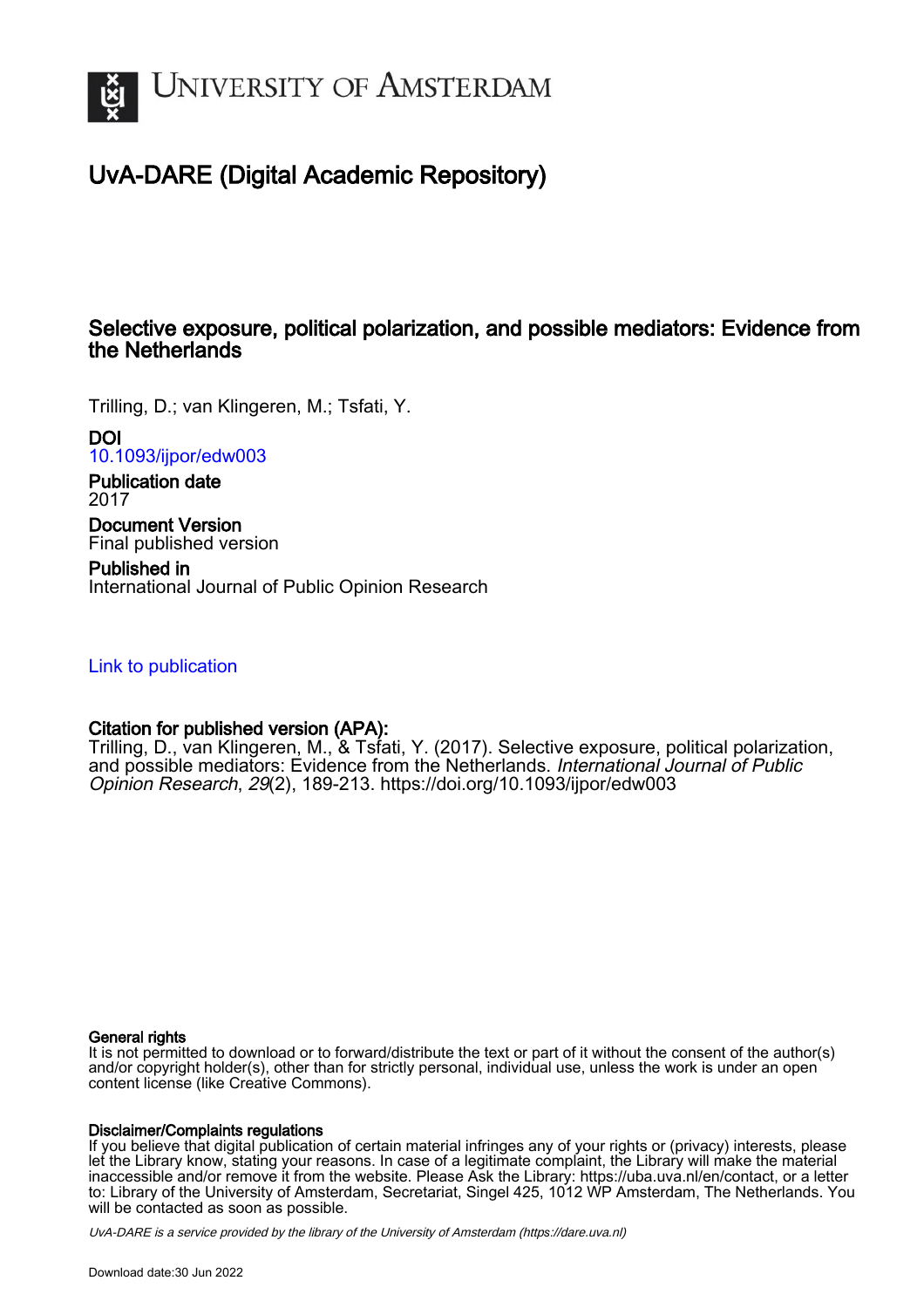# UvA-DARE (Digital Academic Repository)

## Selective exposure, political polarization, and possible mediators: Evidence from the Netherlands

Trilling, D.; van Klingeren, M.; Tsfati, Y.

**DOI**
10.1093/ijpor/edw003

**Publication date**
2017

**Document Version**
Final published version

**Published in**
International Journal of Public Opinion Research

Link to publication

**Citation for published version (APA):**
Trilling, D., van Klingeren, M., & Tsfati, Y. (2017). Selective exposure, political polarization, and possible mediators: Evidence from the Netherlands. *International Journal of Public Opinion Research*, *29*(2), 189-213. https://doi.org/10.1093/ijpor/edw003

**General rights**
It is not permitted to download or to forward/distribute the text or part of it without the consent of the author(s) and/or copyright holder(s), other than for strictly personal, individual use, unless the work is under an open content license (like Creative Commons).

**Disclaimer/Complaints regulations**
If you believe that digital publication of certain material infringes any of your rights or (privacy) interests, please let the Library know, stating your reasons. In case of a legitimate complaint, the Library will make the material inaccessible and/or remove it from the website. Please Ask the Library: https://uba.uva.nl/en/contact, or a letter to: Library of the University of Amsterdam, Secretariat, Singel 425, 1012 WP Amsterdam, The Netherlands. You will be contacted as soon as possible.

UvA-DARE is a service provided by the library of the University of Amsterdam (https://dare.uva.nl)

Download date:30 Jun 2022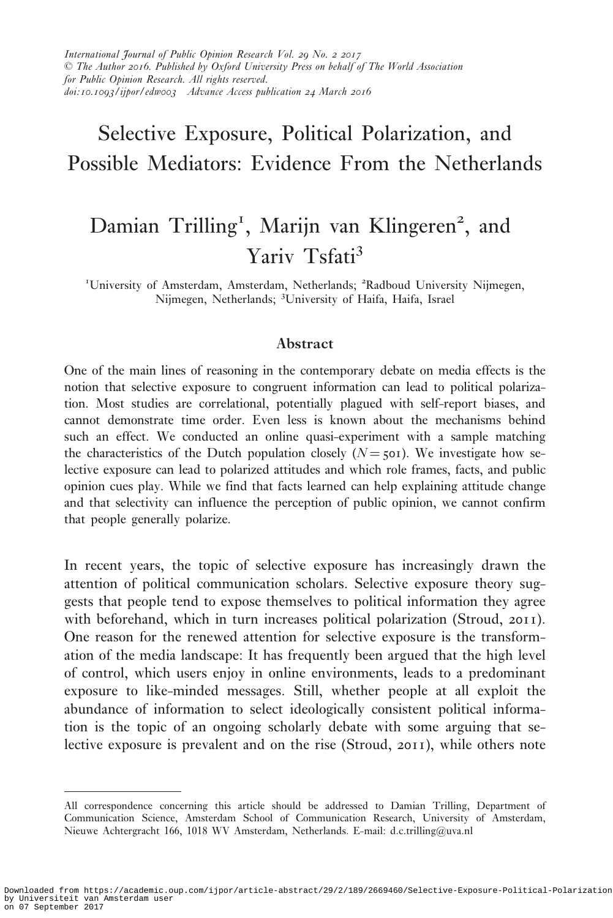# Selective Exposure, Political Polarization, and Possible Mediators: Evidence From the Netherlands

Damian Trilling[1], Marijn van Klingeren[2], and Yariv Tsfati[3]

[1]University of Amsterdam, Amsterdam, Netherlands; [2]Radboud University Nijmegen, Nijmegen, Netherlands; [3]University of Haifa, Haifa, Israel

## Abstract

One of the main lines of reasoning in the contemporary debate on media effects is the notion that selective exposure to congruent information can lead to political polarization. Most studies are correlational, potentially plagued with self-report biases, and cannot demonstrate time order. Even less is known about the mechanisms behind such an effect. We conducted an online quasi-experiment with a sample matching the characteristics of the Dutch population closely ($N = 501$). We investigate how selective exposure can lead to polarized attitudes and which role frames, facts, and public opinion cues play. While we find that facts learned can help explaining attitude change and that selectivity can influence the perception of public opinion, we cannot confirm that people generally polarize.

In recent years, the topic of selective exposure has increasingly drawn the attention of political communication scholars. Selective exposure theory suggests that people tend to expose themselves to political information they agree with beforehand, which in turn increases political polarization (Stroud, 2011). One reason for the renewed attention for selective exposure is the transformation of the media landscape: It has frequently been argued that the high level of control, which users enjoy in online environments, leads to a predominant exposure to like-minded messages. Still, whether people at all exploit the abundance of information to select ideologically consistent political information is the topic of an ongoing scholarly debate with some arguing that selective exposure is prevalent and on the rise (Stroud, 2011), while others note

All correspondence concerning this article should be addressed to Damian Trilling, Department of Communication Science, Amsterdam School of Communication Research, University of Amsterdam, Nieuwe Achtergracht 166, 1018 WV Amsterdam, Netherlands. E-mail: d.c.trilling@uva.nl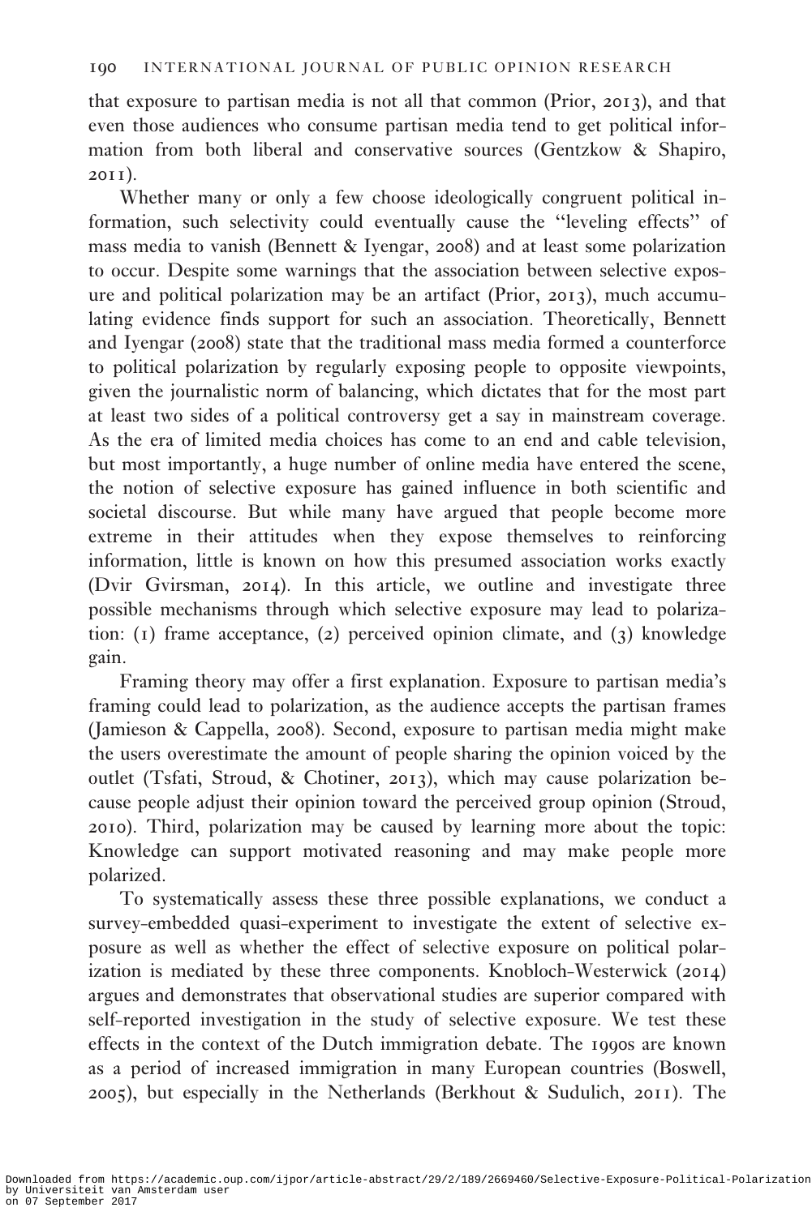that exposure to partisan media is not all that common (Prior, 2013), and that even those audiences who consume partisan media tend to get political information from both liberal and conservative sources (Gentzkow & Shapiro, 2011).

Whether many or only a few choose ideologically congruent political information, such selectivity could eventually cause the "leveling effects" of mass media to vanish (Bennett & Iyengar, 2008) and at least some polarization to occur. Despite some warnings that the association between selective exposure and political polarization may be an artifact (Prior, 2013), much accumulating evidence finds support for such an association. Theoretically, Bennett and Iyengar (2008) state that the traditional mass media formed a counterforce to political polarization by regularly exposing people to opposite viewpoints, given the journalistic norm of balancing, which dictates that for the most part at least two sides of a political controversy get a say in mainstream coverage. As the era of limited media choices has come to an end and cable television, but most importantly, a huge number of online media have entered the scene, the notion of selective exposure has gained influence in both scientific and societal discourse. But while many have argued that people become more extreme in their attitudes when they expose themselves to reinforcing information, little is known on how this presumed association works exactly (Dvir Gvirsman, 2014). In this article, we outline and investigate three possible mechanisms through which selective exposure may lead to polarization: (1) frame acceptance, (2) perceived opinion climate, and (3) knowledge gain.

Framing theory may offer a first explanation. Exposure to partisan media's framing could lead to polarization, as the audience accepts the partisan frames (Jamieson & Cappella, 2008). Second, exposure to partisan media might make the users overestimate the amount of people sharing the opinion voiced by the outlet (Tsfati, Stroud, & Chotiner, 2013), which may cause polarization because people adjust their opinion toward the perceived group opinion (Stroud, 2010). Third, polarization may be caused by learning more about the topic: Knowledge can support motivated reasoning and may make people more polarized.

To systematically assess these three possible explanations, we conduct a survey-embedded quasi-experiment to investigate the extent of selective exposure as well as whether the effect of selective exposure on political polarization is mediated by these three components. Knobloch-Westerwick (2014) argues and demonstrates that observational studies are superior compared with self-reported investigation in the study of selective exposure. We test these effects in the context of the Dutch immigration debate. The 1990s are known as a period of increased immigration in many European countries (Boswell, 2005), but especially in the Netherlands (Berkhout & Sudulich, 2011). The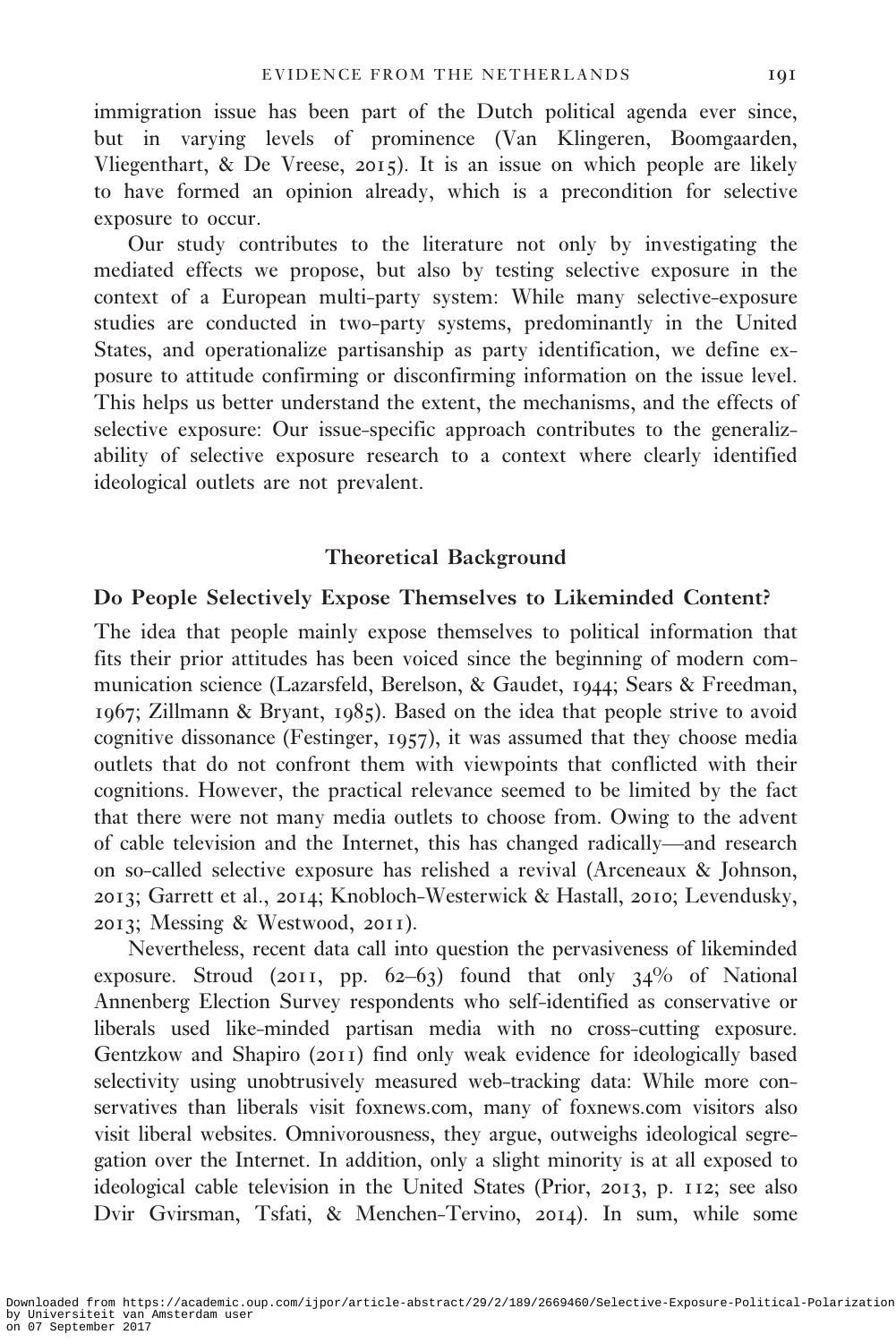immigration issue has been part of the Dutch political agenda ever since, but in varying levels of prominence (Van Klingeren, Boomgaarden, Vliegenthart, & De Vreese, 2015). It is an issue on which people are likely to have formed an opinion already, which is a precondition for selective exposure to occur.

Our study contributes to the literature not only by investigating the mediated effects we propose, but also by testing selective exposure in the context of a European multi-party system: While many selective-exposure studies are conducted in two-party systems, predominantly in the United States, and operationalize partisanship as party identification, we define exposure to attitude confirming or disconfirming information on the issue level. This helps us better understand the extent, the mechanisms, and the effects of selective exposure: Our issue-specific approach contributes to the generalizability of selective exposure research to a context where clearly identified ideological outlets are not prevalent.

## Theoretical Background

### Do People Selectively Expose Themselves to Likeminded Content?

The idea that people mainly expose themselves to political information that fits their prior attitudes has been voiced since the beginning of modern communication science (Lazarsfeld, Berelson, & Gaudet, 1944; Sears & Freedman, 1967; Zillmann & Bryant, 1985). Based on the idea that people strive to avoid cognitive dissonance (Festinger, 1957), it was assumed that they choose media outlets that do not confront them with viewpoints that conflicted with their cognitions. However, the practical relevance seemed to be limited by the fact that there were not many media outlets to choose from. Owing to the advent of cable television and the Internet, this has changed radically—and research on so-called selective exposure has relished a revival (Arceneaux & Johnson, 2013; Garrett et al., 2014; Knobloch-Westerwick & Hastall, 2010; Levendusky, 2013; Messing & Westwood, 2011).

Nevertheless, recent data call into question the pervasiveness of likeminded exposure. Stroud (2011, pp. 62–63) found that only 34% of National Annenberg Election Survey respondents who self-identified as conservative or liberals used like-minded partisan media with no cross-cutting exposure. Gentzkow and Shapiro (2011) find only weak evidence for ideologically based selectivity using unobtrusively measured web-tracking data: While more conservatives than liberals visit foxnews.com, many of foxnews.com visitors also visit liberal websites. Omnivorousness, they argue, outweighs ideological segregation over the Internet. In addition, only a slight minority is at all exposed to ideological cable television in the United States (Prior, 2013, p. 112; see also Dvir Gvirsman, Tsfati, & Menchen-Tervino, 2014). In sum, while some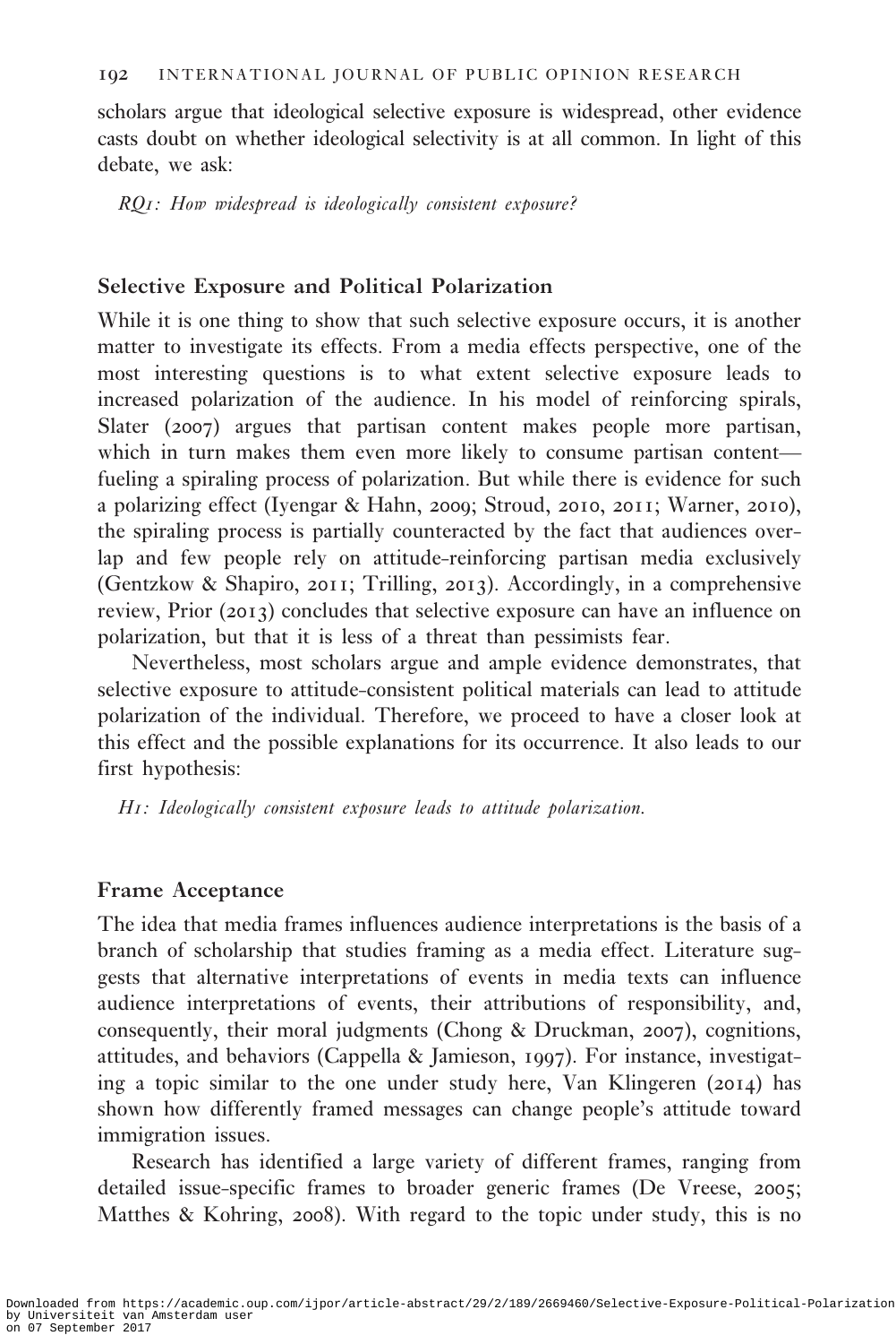scholars argue that ideological selective exposure is widespread, other evidence casts doubt on whether ideological selectivity is at all common. In light of this debate, we ask:

*RQ1: How widespread is ideologically consistent exposure?*

### Selective Exposure and Political Polarization

While it is one thing to show that such selective exposure occurs, it is another matter to investigate its effects. From a media effects perspective, one of the most interesting questions is to what extent selective exposure leads to increased polarization of the audience. In his model of reinforcing spirals, Slater (2007) argues that partisan content makes people more partisan, which in turn makes them even more likely to consume partisan content—fueling a spiraling process of polarization. But while there is evidence for such a polarizing effect (Iyengar & Hahn, 2009; Stroud, 2010, 2011; Warner, 2010), the spiraling process is partially counteracted by the fact that audiences overlap and few people rely on attitude-reinforcing partisan media exclusively (Gentzkow & Shapiro, 2011; Trilling, 2013). Accordingly, in a comprehensive review, Prior (2013) concludes that selective exposure can have an influence on polarization, but that it is less of a threat than pessimists fear.

Nevertheless, most scholars argue and ample evidence demonstrates, that selective exposure to attitude-consistent political materials can lead to attitude polarization of the individual. Therefore, we proceed to have a closer look at this effect and the possible explanations for its occurrence. It also leads to our first hypothesis:

*H1: Ideologically consistent exposure leads to attitude polarization.*

### Frame Acceptance

The idea that media frames influences audience interpretations is the basis of a branch of scholarship that studies framing as a media effect. Literature suggests that alternative interpretations of events in media texts can influence audience interpretations of events, their attributions of responsibility, and, consequently, their moral judgments (Chong & Druckman, 2007), cognitions, attitudes, and behaviors (Cappella & Jamieson, 1997). For instance, investigating a topic similar to the one under study here, Van Klingeren (2014) has shown how differently framed messages can change people's attitude toward immigration issues.

Research has identified a large variety of different frames, ranging from detailed issue-specific frames to broader generic frames (De Vreese, 2005; Matthes & Kohring, 2008). With regard to the topic under study, this is no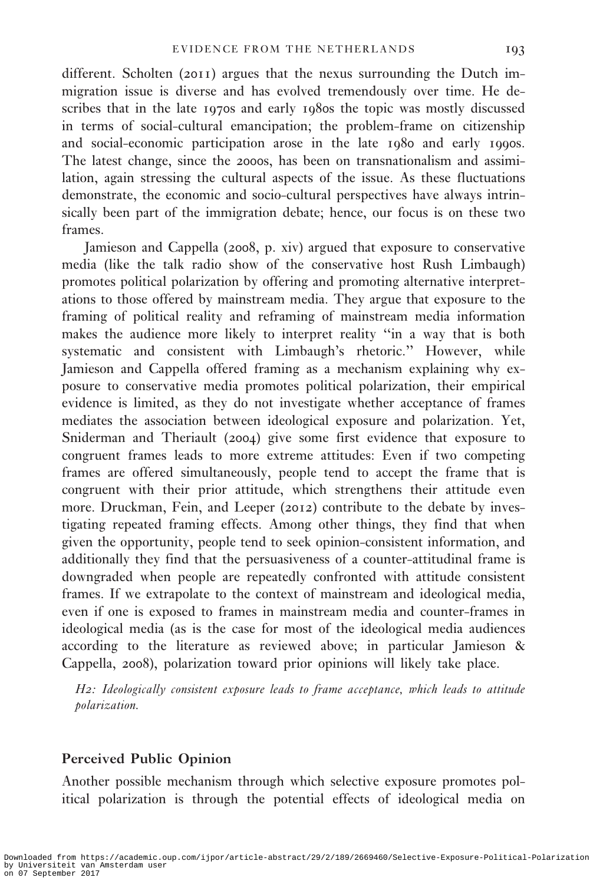different. Scholten (2011) argues that the nexus surrounding the Dutch immigration issue is diverse and has evolved tremendously over time. He describes that in the late 1970s and early 1980s the topic was mostly discussed in terms of social-cultural emancipation; the problem-frame on citizenship and social-economic participation arose in the late 1980 and early 1990s. The latest change, since the 2000s, has been on transnationalism and assimilation, again stressing the cultural aspects of the issue. As these fluctuations demonstrate, the economic and socio-cultural perspectives have always intrinsically been part of the immigration debate; hence, our focus is on these two frames.

Jamieson and Cappella (2008, p. xiv) argued that exposure to conservative media (like the talk radio show of the conservative host Rush Limbaugh) promotes political polarization by offering and promoting alternative interpretations to those offered by mainstream media. They argue that exposure to the framing of political reality and reframing of mainstream media information makes the audience more likely to interpret reality "in a way that is both systematic and consistent with Limbaugh's rhetoric." However, while Jamieson and Cappella offered framing as a mechanism explaining why exposure to conservative media promotes political polarization, their empirical evidence is limited, as they do not investigate whether acceptance of frames mediates the association between ideological exposure and polarization. Yet, Sniderman and Theriault (2004) give some first evidence that exposure to congruent frames leads to more extreme attitudes: Even if two competing frames are offered simultaneously, people tend to accept the frame that is congruent with their prior attitude, which strengthens their attitude even more. Druckman, Fein, and Leeper (2012) contribute to the debate by investigating repeated framing effects. Among other things, they find that when given the opportunity, people tend to seek opinion-consistent information, and additionally they find that the persuasiveness of a counter-attitudinal frame is downgraded when people are repeatedly confronted with attitude consistent frames. If we extrapolate to the context of mainstream and ideological media, even if one is exposed to frames in mainstream media and counter-frames in ideological media (as is the case for most of the ideological media audiences according to the literature as reviewed above; in particular Jamieson & Cappella, 2008), polarization toward prior opinions will likely take place.

*H2: Ideologically consistent exposure leads to frame acceptance, which leads to attitude polarization.*

## Perceived Public Opinion

Another possible mechanism through which selective exposure promotes political polarization is through the potential effects of ideological media on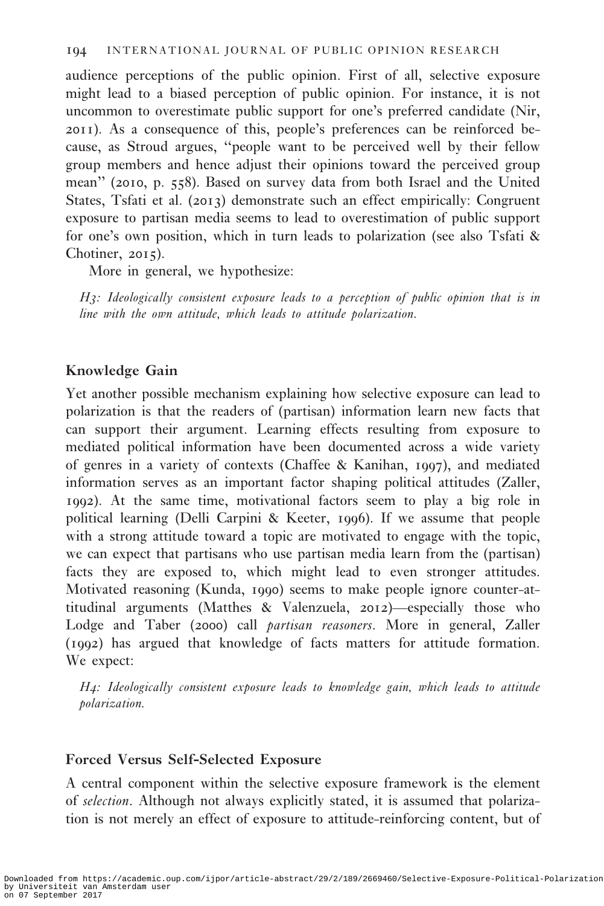audience perceptions of the public opinion. First of all, selective exposure might lead to a biased perception of public opinion. For instance, it is not uncommon to overestimate public support for one's preferred candidate (Nir, 2011). As a consequence of this, people's preferences can be reinforced because, as Stroud argues, "people want to be perceived well by their fellow group members and hence adjust their opinions toward the perceived group mean" (2010, p. 558). Based on survey data from both Israel and the United States, Tsfati et al. (2013) demonstrate such an effect empirically: Congruent exposure to partisan media seems to lead to overestimation of public support for one's own position, which in turn leads to polarization (see also Tsfati & Chotiner, 2015).

More in general, we hypothesize:

*H3: Ideologically consistent exposure leads to a perception of public opinion that is in line with the own attitude, which leads to attitude polarization.*

### Knowledge Gain

Yet another possible mechanism explaining how selective exposure can lead to polarization is that the readers of (partisan) information learn new facts that can support their argument. Learning effects resulting from exposure to mediated political information have been documented across a wide variety of genres in a variety of contexts (Chaffee & Kanihan, 1997), and mediated information serves as an important factor shaping political attitudes (Zaller, 1992). At the same time, motivational factors seem to play a big role in political learning (Delli Carpini & Keeter, 1996). If we assume that people with a strong attitude toward a topic are motivated to engage with the topic, we can expect that partisans who use partisan media learn from the (partisan) facts they are exposed to, which might lead to even stronger attitudes. Motivated reasoning (Kunda, 1990) seems to make people ignore counter-attitudinal arguments (Matthes & Valenzuela, 2012)—especially those who Lodge and Taber (2000) call *partisan reasoners*. More in general, Zaller (1992) has argued that knowledge of facts matters for attitude formation. We expect:

*H4: Ideologically consistent exposure leads to knowledge gain, which leads to attitude polarization.*

### Forced Versus Self-Selected Exposure

A central component within the selective exposure framework is the element of *selection*. Although not always explicitly stated, it is assumed that polarization is not merely an effect of exposure to attitude-reinforcing content, but of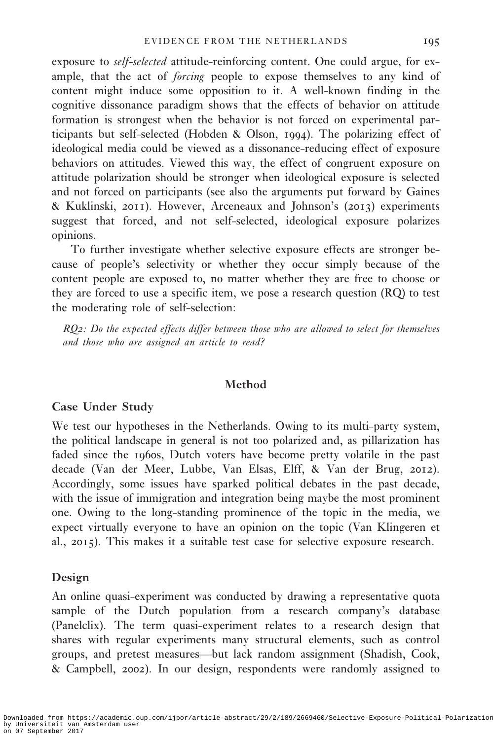exposure to *self-selected* attitude-reinforcing content. One could argue, for example, that the act of *forcing* people to expose themselves to any kind of content might induce some opposition to it. A well-known finding in the cognitive dissonance paradigm shows that the effects of behavior on attitude formation is strongest when the behavior is not forced on experimental participants but self-selected (Hobden & Olson, 1994). The polarizing effect of ideological media could be viewed as a dissonance-reducing effect of exposure behaviors on attitudes. Viewed this way, the effect of congruent exposure on attitude polarization should be stronger when ideological exposure is selected and not forced on participants (see also the arguments put forward by Gaines & Kuklinski, 2011). However, Arceneaux and Johnson's (2013) experiments suggest that forced, and not self-selected, ideological exposure polarizes opinions.

To further investigate whether selective exposure effects are stronger because of people's selectivity or whether they occur simply because of the content people are exposed to, no matter whether they are free to choose or they are forced to use a specific item, we pose a research question (RQ) to test the moderating role of self-selection:

*RQ2: Do the expected effects differ between those who are allowed to select for themselves and those who are assigned an article to read?*

## Method

### Case Under Study

We test our hypotheses in the Netherlands. Owing to its multi-party system, the political landscape in general is not too polarized and, as pillarization has faded since the 1960s, Dutch voters have become pretty volatile in the past decade (Van der Meer, Lubbe, Van Elsas, Elff, & Van der Brug, 2012). Accordingly, some issues have sparked political debates in the past decade, with the issue of immigration and integration being maybe the most prominent one. Owing to the long-standing prominence of the topic in the media, we expect virtually everyone to have an opinion on the topic (Van Klingeren et al., 2015). This makes it a suitable test case for selective exposure research.

### Design

An online quasi-experiment was conducted by drawing a representative quota sample of the Dutch population from a research company's database (Panelclix). The term quasi-experiment relates to a research design that shares with regular experiments many structural elements, such as control groups, and pretest measures—but lack random assignment (Shadish, Cook, & Campbell, 2002). In our design, respondents were randomly assigned to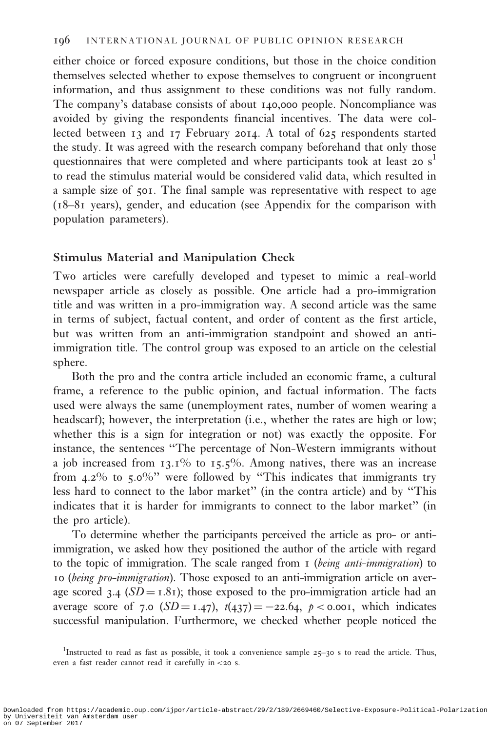either choice or forced exposure conditions, but those in the choice condition themselves selected whether to expose themselves to congruent or incongruent information, and thus assignment to these conditions was not fully random. The company's database consists of about 140,000 people. Noncompliance was avoided by giving the respondents financial incentives. The data were collected between 13 and 17 February 2014. A total of 625 respondents started the study. It was agreed with the research company beforehand that only those questionnaires that were completed and where participants took at least 20 s[1] to read the stimulus material would be considered valid data, which resulted in a sample size of 501. The final sample was representative with respect to age (18–81 years), gender, and education (see Appendix for the comparison with population parameters).

## Stimulus Material and Manipulation Check

Two articles were carefully developed and typeset to mimic a real-world newspaper article as closely as possible. One article had a pro-immigration title and was written in a pro-immigration way. A second article was the same in terms of subject, factual content, and order of content as the first article, but was written from an anti-immigration standpoint and showed an anti-immigration title. The control group was exposed to an article on the celestial sphere.

Both the pro and the contra article included an economic frame, a cultural frame, a reference to the public opinion, and factual information. The facts used were always the same (unemployment rates, number of women wearing a headscarf); however, the interpretation (i.e., whether the rates are high or low; whether this is a sign for integration or not) was exactly the opposite. For instance, the sentences "The percentage of Non-Western immigrants without a job increased from 13.1% to 15.5%. Among natives, there was an increase from 4.2% to 5.0%" were followed by "This indicates that immigrants try less hard to connect to the labor market" (in the contra article) and by "This indicates that it is harder for immigrants to connect to the labor market" (in the pro article).

To determine whether the participants perceived the article as pro- or anti-immigration, we asked how they positioned the author of the article with regard to the topic of immigration. The scale ranged from 1 (*being anti-immigration*) to 10 (*being pro-immigration*). Those exposed to an anti-immigration article on average scored 3.4 ($SD = 1.81$); those exposed to the pro-immigration article had an average score of 7.0 ($SD = 1.47$), $t(437) = -22.64$, $p < 0.001$, which indicates successful manipulation. Furthermore, we checked whether people noticed the

[1]Instructed to read as fast as possible, it took a convenience sample 25–30 s to read the article. Thus, even a fast reader cannot read it carefully in <20 s.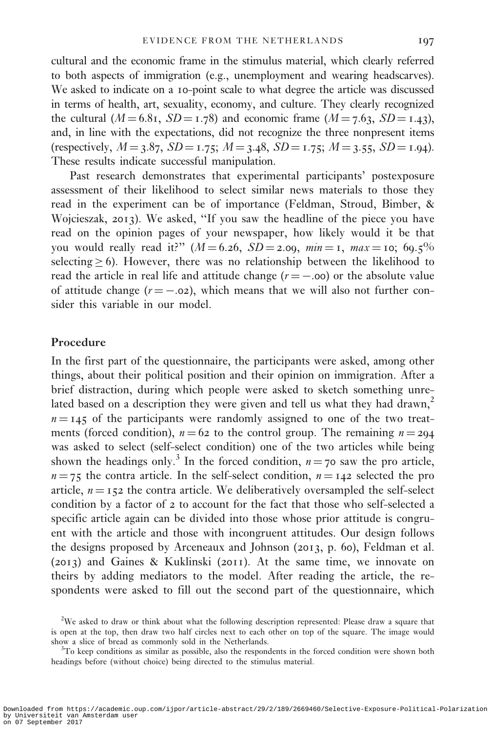cultural and the economic frame in the stimulus material, which clearly referred to both aspects of immigration (e.g., unemployment and wearing headscarves). We asked to indicate on a 10-point scale to what degree the article was discussed in terms of health, art, sexuality, economy, and culture. They clearly recognized the cultural ($M = 6.81$, $SD = 1.78$) and economic frame ($M = 7.63$, $SD = 1.43$), and, in line with the expectations, did not recognize the three nonpresent items (respectively, $M = 3.87$, $SD = 1.75$; $M = 3.48$, $SD = 1.75$; $M = 3.55$, $SD = 1.94$). These results indicate successful manipulation.

Past research demonstrates that experimental participants' postexposure assessment of their likelihood to select similar news materials to those they read in the experiment can be of importance (Feldman, Stroud, Bimber, & Wojcieszak, 2013). We asked, "If you saw the headline of the piece you have read on the opinion pages of your newspaper, how likely would it be that you would really read it?" ($M = 6.26$, $SD = 2.09$, $min = 1$, $max = 10$; 69.5% selecting $\geq 6$). However, there was no relationship between the likelihood to read the article in real life and attitude change ($r = -.00$) or the absolute value of attitude change ($r = -.02$), which means that we will also not further consider this variable in our model.

## Procedure

In the first part of the questionnaire, the participants were asked, among other things, about their political position and their opinion on immigration. After a brief distraction, during which people were asked to sketch something unrelated based on a description they were given and tell us what they had drawn,[2] $n = 145$ of the participants were randomly assigned to one of the two treatments (forced condition), $n = 62$ to the control group. The remaining $n = 294$ was asked to select (self-select condition) one of the two articles while being shown the headings only.[3] In the forced condition, $n = 70$ saw the pro article, $n = 75$ the contra article. In the self-select condition, $n = 142$ selected the pro article, $n = 152$ the contra article. We deliberatively oversampled the self-select condition by a factor of 2 to account for the fact that those who self-selected a specific article again can be divided into those whose prior attitude is congruent with the article and those with incongruent attitudes. Our design follows the designs proposed by Arceneaux and Johnson (2013, p. 60), Feldman et al. (2013) and Gaines & Kuklinski (2011). At the same time, we innovate on theirs by adding mediators to the model. After reading the article, the respondents were asked to fill out the second part of the questionnaire, which

[2]We asked to draw or think about what the following description represented: Please draw a square that is open at the top, then draw two half circles next to each other on top of the square. The image would show a slice of bread as commonly sold in the Netherlands.

[3]To keep conditions as similar as possible, also the respondents in the forced condition were shown both headings before (without choice) being directed to the stimulus material.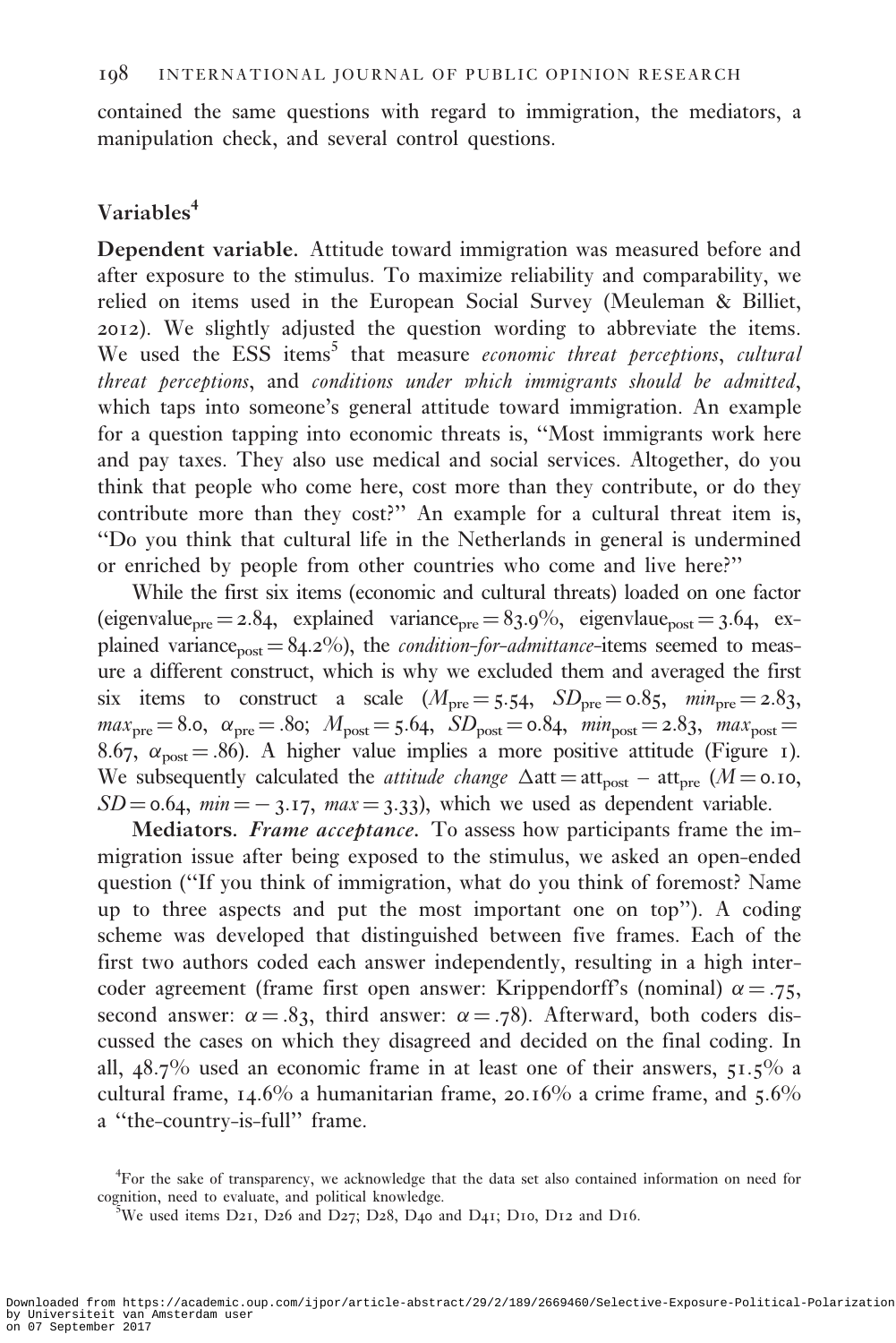contained the same questions with regard to immigration, the mediators, a manipulation check, and several control questions.

## Variables[4]

**Dependent variable.** Attitude toward immigration was measured before and after exposure to the stimulus. To maximize reliability and comparability, we relied on items used in the European Social Survey (Meuleman & Billiet, 2012). We slightly adjusted the question wording to abbreviate the items. We used the ESS items[5] that measure *economic threat perceptions*, *cultural threat perceptions*, and *conditions under which immigrants should be admitted*, which taps into someone's general attitude toward immigration. An example for a question tapping into economic threats is, "Most immigrants work here and pay taxes. They also use medical and social services. Altogether, do you think that people who come here, cost more than they contribute, or do they contribute more than they cost?" An example for a cultural threat item is, "Do you think that cultural life in the Netherlands in general is undermined or enriched by people from other countries who come and live here?"

While the first six items (economic and cultural threats) loaded on one factor ($\text{eigenvalue}_{pre} = 2.84$, $\text{explained variance}_{pre} = 83.9\%$, $\text{eigenvlaue}_{post} = 3.64$, $\text{explained variance}_{post} = 84.2\%$), the *condition-for-admittance*-items seemed to measure a different construct, which is why we excluded them and averaged the first six items to construct a scale ($M_{pre} = 5.54$, $SD_{pre} = 0.85$, $min_{pre} = 2.83$, $max_{pre} = 8.0$, $\alpha_{pre} = .80$; $M_{post} = 5.64$, $SD_{post} = 0.84$, $min_{post} = 2.83$, $max_{post} = 8.67$, $\alpha_{post} = .86$). A higher value implies a more positive attitude (Figure 1). We subsequently calculated the *attitude change* $\Delta\text{att} = \text{att}_{post} - \text{att}_{pre}$ ($M = 0.10$, $SD = 0.64$, $min = -3.17$, $max = 3.33$), which we used as dependent variable.

**Mediators.** *Frame acceptance.* To assess how participants frame the immigration issue after being exposed to the stimulus, we asked an open-ended question ("If you think of immigration, what do you think of foremost? Name up to three aspects and put the most important one on top"). A coding scheme was developed that distinguished between five frames. Each of the first two authors coded each answer independently, resulting in a high intercoder agreement (frame first open answer: Krippendorff's (nominal) $\alpha = .75$, second answer: $\alpha = .83$, third answer: $\alpha = .78$). Afterward, both coders discussed the cases on which they disagreed and decided on the final coding. In all, 48.7% used an economic frame in at least one of their answers, 51.5% a cultural frame, 14.6% a humanitarian frame, 20.16% a crime frame, and 5.6% a "the-country-is-full" frame.

[4]For the sake of transparency, we acknowledge that the data set also contained information on need for cognition, need to evaluate, and political knowledge.

[5]We used items D21, D26 and D27; D28, D40 and D41; D10, D12 and D16.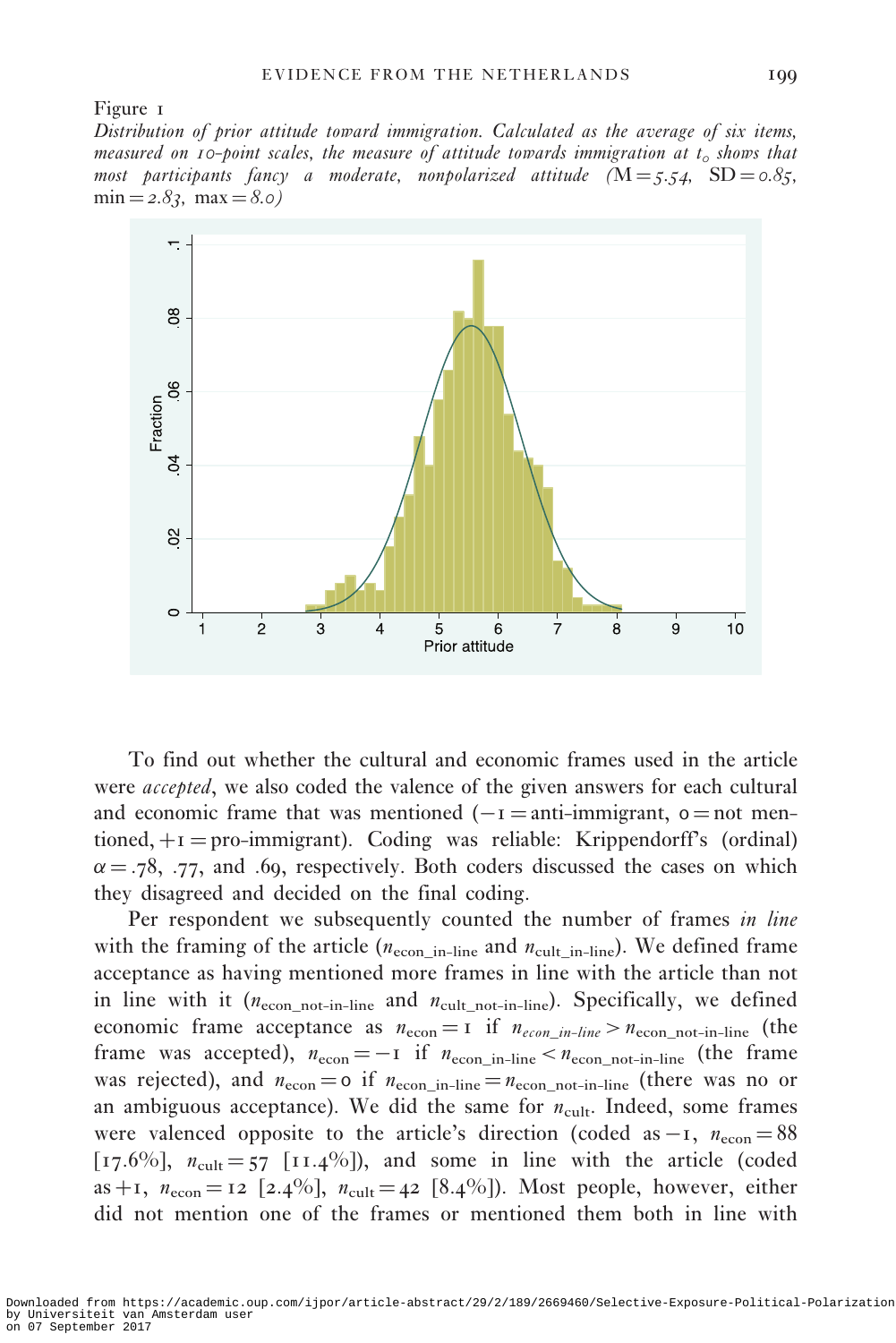Figure 1

*Distribution of prior attitude toward immigration. Calculated as the average of six items, measured on 10-point scales, the measure of attitude towards immigration at $t_o$ shows that most participants fancy a moderate, nonpolarized attitude* ($M = 5.54$, $SD = 0.85$, $min = 2.83$, $max = 8.0$)

To find out whether the cultural and economic frames used in the article were *accepted*, we also coded the valence of the given answers for each cultural and economic frame that was mentioned ($-1$ = anti-immigrant, 0 = not mentioned, $+1$ = pro-immigrant). Coding was reliable: Krippendorff's (ordinal) $\alpha = .78$, $.77$, and $.69$, respectively. Both coders discussed the cases on which they disagreed and decided on the final coding.

Per respondent we subsequently counted the number of frames *in line* with the framing of the article ($n_{econ\_in\text{-}line}$ and $n_{cult\_in\text{-}line}$). We defined frame acceptance as having mentioned more frames in line with the article than not in line with it ($n_{econ\_not\text{-}in\text{-}line}$ and $n_{cult\_not\text{-}in\text{-}line}$). Specifically, we defined economic frame acceptance as $n_{econ} = 1$ if $n_{econ\_in\text{-}line} > n_{econ\_not\text{-}in\text{-}line}$ (the frame was accepted), $n_{econ} = -1$ if $n_{econ\_in\text{-}line} < n_{econ\_not\text{-}in\text{-}line}$ (the frame was rejected), and $n_{econ} = 0$ if $n_{econ\_in\text{-}line} = n_{econ\_not\text{-}in\text{-}line}$ (there was no or an ambiguous acceptance). We did the same for $n_{cult}$. Indeed, some frames were valenced opposite to the article's direction (coded as $-1$, $n_{econ} = 88$ [17.6%], $n_{cult} = 57$ [11.4%]), and some in line with the article (coded as $+1$, $n_{econ} = 12$ [2.4%], $n_{cult} = 42$ [8.4%]). Most people, however, either did not mention one of the frames or mentioned them both in line with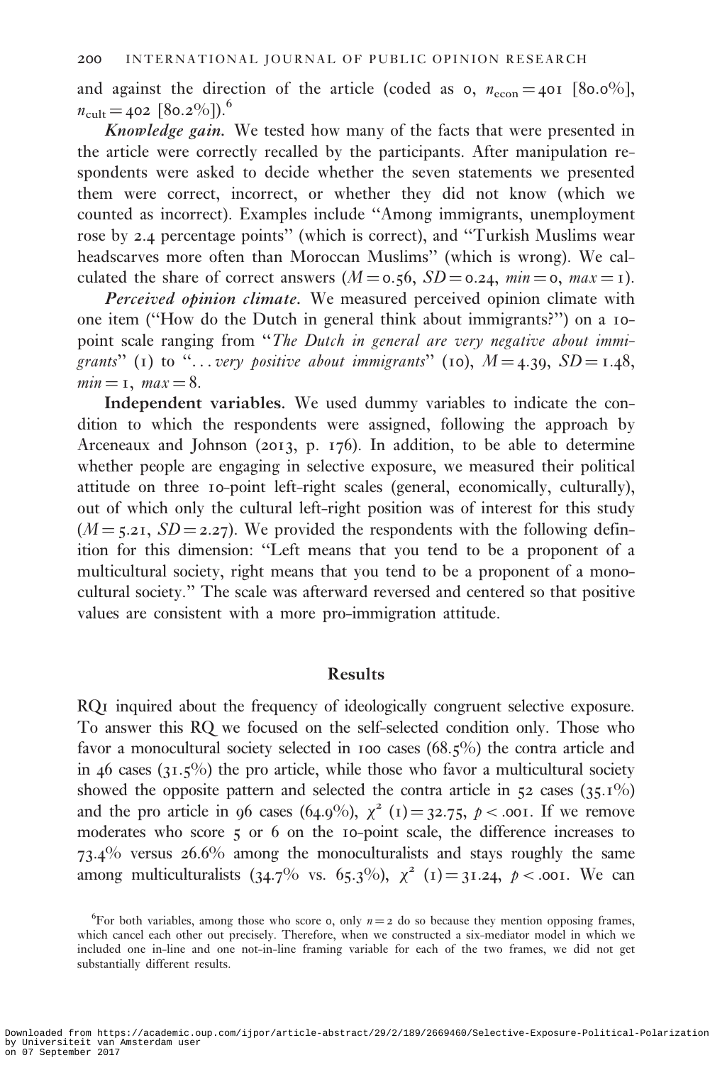and against the direction of the article (coded as 0, $n_{econ} = 401$ [80.0%], $n_{cult} = 402$ [80.2%]).[6]

***Knowledge gain.*** We tested how many of the facts that were presented in the article were correctly recalled by the participants. After manipulation respondents were asked to decide whether the seven statements we presented them were correct, incorrect, or whether they did not know (which we counted as incorrect). Examples include "Among immigrants, unemployment rose by 2.4 percentage points" (which is correct), and "Turkish Muslims wear headscarves more often than Moroccan Muslims" (which is wrong). We calculated the share of correct answers ($M = 0.56$, $SD = 0.24$, $min = 0$, $max = 1$).

***Perceived opinion climate.*** We measured perceived opinion climate with one item ("How do the Dutch in general think about immigrants?") on a 10-point scale ranging from "*The Dutch in general are very negative about immigrants*" (1) to "*... very positive about immigrants*" (10), $M = 4.39$, $SD = 1.48$, $min = 1$, $max = 8$.

**Independent variables.** We used dummy variables to indicate the condition to which the respondents were assigned, following the approach by Arceneaux and Johnson (2013, p. 176). In addition, to be able to determine whether people are engaging in selective exposure, we measured their political attitude on three 10-point left-right scales (general, economically, culturally), out of which only the cultural left-right position was of interest for this study ($M = 5.21$, $SD = 2.27$). We provided the respondents with the following definition for this dimension: "Left means that you tend to be a proponent of a multicultural society, right means that you tend to be a proponent of a monocultural society." The scale was afterward reversed and centered so that positive values are consistent with a more pro-immigration attitude.

## Results

RQ1 inquired about the frequency of ideologically congruent selective exposure. To answer this RQ we focused on the self-selected condition only. Those who favor a monocultural society selected in 100 cases (68.5%) the contra article and in 46 cases (31.5%) the pro article, while those who favor a multicultural society showed the opposite pattern and selected the contra article in 52 cases (35.1%) and the pro article in 96 cases (64.9%), $\chi^2$ (1) = 32.75, $p < .001$. If we remove moderates who score 5 or 6 on the 10-point scale, the difference increases to 73.4% versus 26.6% among the monoculturalists and stays roughly the same among multiculturalists (34.7% vs. 65.3%), $\chi^2$ (1) = 31.24, $p < .001$. We can

[6]For both variables, among those who score 0, only $n = 2$ do so because they mention opposing frames, which cancel each other out precisely. Therefore, when we constructed a six-mediator model in which we included one in-line and one not-in-line framing variable for each of the two frames, we did not get substantially different results.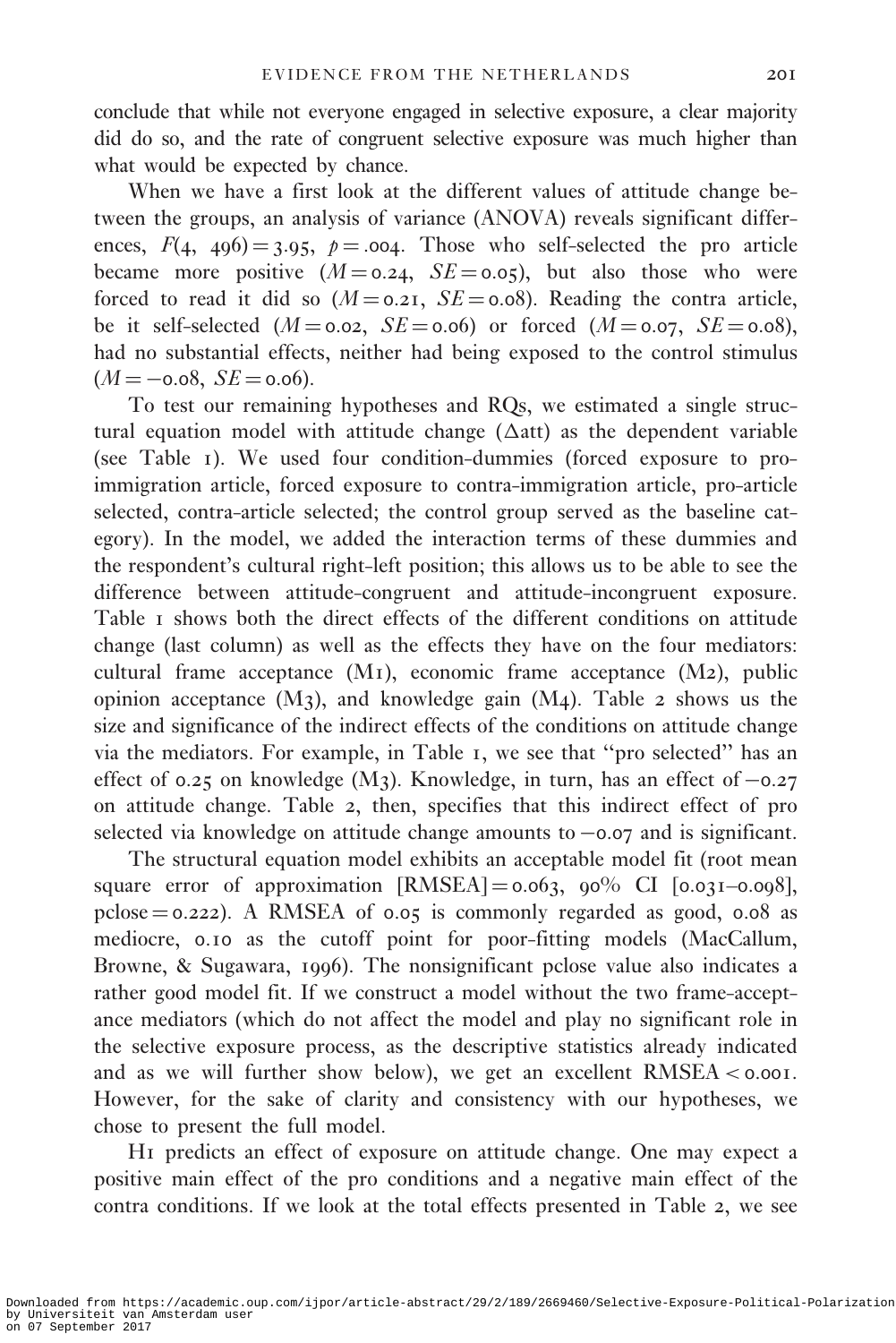conclude that while not everyone engaged in selective exposure, a clear majority did do so, and the rate of congruent selective exposure was much higher than what would be expected by chance.

When we have a first look at the different values of attitude change between the groups, an analysis of variance (ANOVA) reveals significant differences, $F(4, 496) = 3.95$, $p = .004$. Those who self-selected the pro article became more positive ($M = 0.24$, $SE = 0.05$), but also those who were forced to read it did so ($M = 0.21$, $SE = 0.08$). Reading the contra article, be it self-selected ($M = 0.02$, $SE = 0.06$) or forced ($M = 0.07$, $SE = 0.08$), had no substantial effects, neither had being exposed to the control stimulus ($M = -0.08$, $SE = 0.06$).

To test our remaining hypotheses and RQs, we estimated a single structural equation model with attitude change ($\Delta$att) as the dependent variable (see Table 1). We used four condition-dummies (forced exposure to pro-immigration article, forced exposure to contra-immigration article, pro-article selected, contra-article selected; the control group served as the baseline category). In the model, we added the interaction terms of these dummies and the respondent's cultural right-left position; this allows us to be able to see the difference between attitude-congruent and attitude-incongruent exposure. Table 1 shows both the direct effects of the different conditions on attitude change (last column) as well as the effects they have on the four mediators: cultural frame acceptance (M1), economic frame acceptance (M2), public opinion acceptance (M3), and knowledge gain (M4). Table 2 shows us the size and significance of the indirect effects of the conditions on attitude change via the mediators. For example, in Table 1, we see that "pro selected" has an effect of 0.25 on knowledge (M3). Knowledge, in turn, has an effect of −0.27 on attitude change. Table 2, then, specifies that this indirect effect of pro selected via knowledge on attitude change amounts to −0.07 and is significant.

The structural equation model exhibits an acceptable model fit (root mean square error of approximation [RMSEA] = 0.063, 90% CI [0.031–0.098], pclose = 0.222). A RMSEA of 0.05 is commonly regarded as good, 0.08 as mediocre, 0.10 as the cutoff point for poor-fitting models (MacCallum, Browne, & Sugawara, 1996). The nonsignificant pclose value also indicates a rather good model fit. If we construct a model without the two frame-acceptance mediators (which do not affect the model and play no significant role in the selective exposure process, as the descriptive statistics already indicated and as we will further show below), we get an excellent RMSEA < 0.001. However, for the sake of clarity and consistency with our hypotheses, we chose to present the full model.

H1 predicts an effect of exposure on attitude change. One may expect a positive main effect of the pro conditions and a negative main effect of the contra conditions. If we look at the total effects presented in Table 2, we see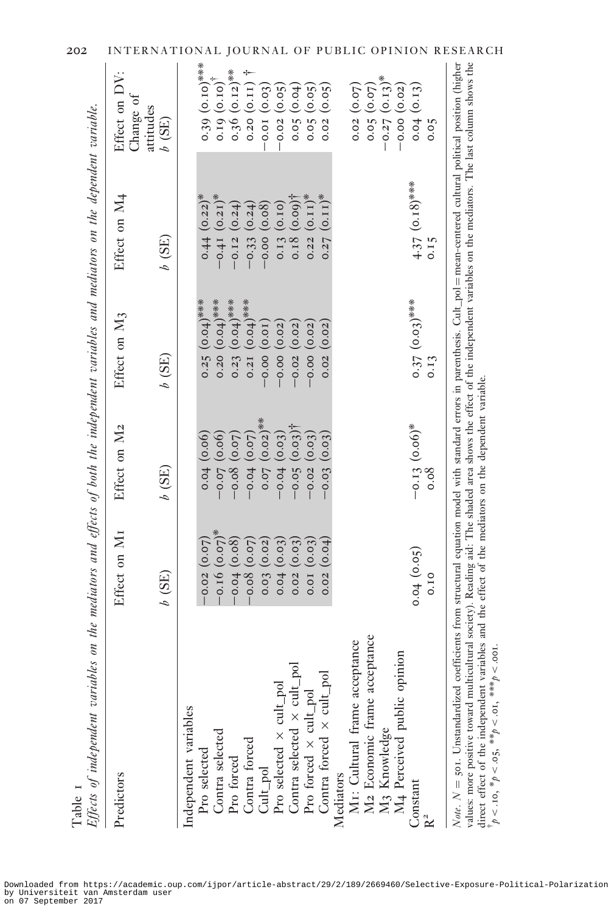Table 1

*Effects of independent variables on the mediators and effects of both the independent variables and mediators on the dependent variable.*

| Predictors | Effect on M1 | Effect on M2 | Effect on M3 | Effect on M4 | Effect on DV: Change of attitudes |
|---|---|---|---|---|---|
| | *b* (SE) | *b* (SE) | *b* (SE) | *b* (SE) | *b* (SE) |
| Independent variables | | | | | |
| Pro selected | −0.02 (0.07) | 0.04 (0.06) | 0.25 (0.04)*** | 0.44 (0.22)* | 0.39 (0.10)*** |
| Contra selected | −0.16 (0.07)* | −0.07 (0.06) | 0.20 (0.04)*** | −0.41 (0.21)* | 0.19 (0.10)† |
| Pro forced | −0.04 (0.08) | −0.08 (0.07) | 0.23 (0.04)*** | −0.12 (0.24) | 0.36 (0.12)** |
| Contra forced | −0.08 (0.07) | −0.04 (0.07) | 0.21 (0.04)*** | −0.33 (0.24) | 0.20 (0.11) † |
| Cult_pol | 0.03 (0.02) | 0.07 (0.02)** | −0.00 (0.01) | −0.00 (0.08) | −0.01 (0.03) |
| Pro selected × cult_pol | 0.04 (0.03) | −0.04 (0.03) | −0.00 (0.02) | 0.13 (0.10) | −0.02 (0.05) |
| Contra selected × cult_pol | 0.02 (0.03) | −0.05 (0.03)† | −0.02 (0.02) | 0.18 (0.09)† | 0.05 (0.04) |
| Pro forced × cult_pol | 0.01 (0.03) | −0.02 (0.03) | −0.00 (0.02) | 0.22 (0.11)* | 0.05 (0.05) |
| Contra forced × cult_pol | 0.02 (0.04) | −0.03 (0.03) | 0.02 (0.02) | 0.27 (0.11)* | 0.02 (0.05) |
| Mediators | | | | | |
| M1: Cultural frame acceptance | | | | | 0.02 (0.07) |
| M2 Economic frame acceptance | | | | | 0.05 (0.07) |
| M3 Knowledge | | | | | −0.27 (0.13)* |
| M4 Perceived public opinion | | | | | −0.00 (0.02) |
| Constant | 0.04 (0.05) | −0.13 (0.06)* | 0.37 (0.03)*** | 4.37 (0.18)*** | 0.04 (0.13) |
| $R^2$ | 0.10 | 0.08 | 0.13 | 0.15 | 0.05 |

*Note*. $N = 501$. Unstandardized coefficients from structural equation model with standard errors in parenthesis. Cult_pol = mean-centered cultural political position (higher values: more positive toward multicultural society). Reading aid: The shaded area shows the effect of the independent variables on the mediators. The last column shows the direct effect of the independent variables and the effect of the mediators on the dependent variable.
† $p < .10$, * $p < .05$, ** $p < .01$, *** $p < .001$.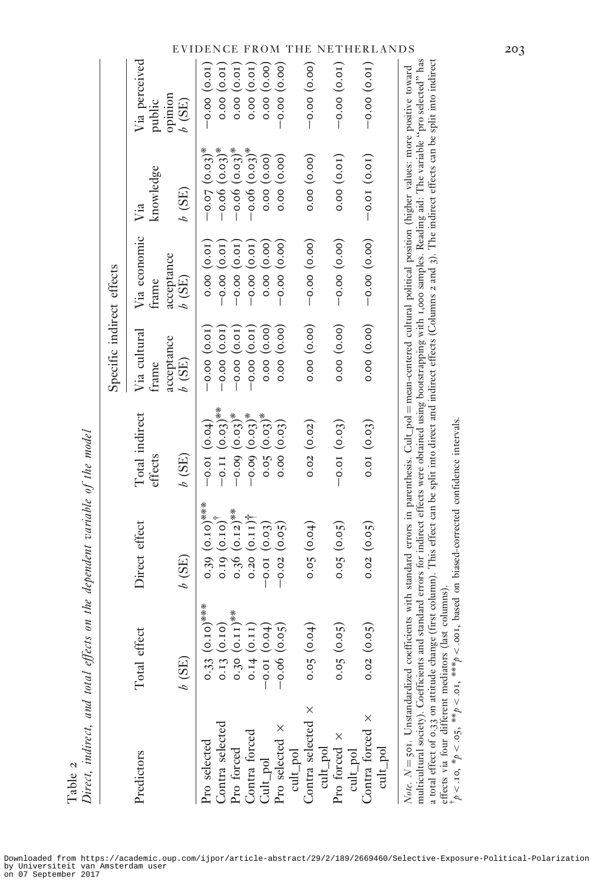Table 2

*Direct, indirect, and total effects on the dependent variable of the model*

| Predictors | Total effect | Direct effect | Total indirect effects | Specific indirect effects | | | |
|---|---|---|---|---|---|---|---|
| | | | | Via cultural frame acceptance | Via economic frame acceptance | Via knowledge | Via perceived public opinion |
| | $b$ (SE) | $b$ (SE) | $b$ (SE) | $b$ (SE) | $b$ (SE) | $b$ (SE) | $b$ (SE) |
| Pro selected | 0.33 (0.10)*** | 0.39 (0.10)*** | −0.01 (0.04) | −0.00 (0.01) | 0.00 (0.01) | −0.07 (0.03)* | −0.00 (0.01) |
| Contra selected | 0.13 (0.10) | 0.19 (0.10)† | −0.11 (0.03)** | −0.00 (0.01) | −0.00 (0.01) | −0.06 (0.03)* | 0.00 (0.01) |
| Pro forced | 0.30 (0.11)** | 0.36 (0.12)** | −0.09 (0.03)* | −0.00 (0.01) | −0.00 (0.01) | −0.06 (0.03)* | 0.00 (0.01) |
| Contra forced | 0.14 (0.11) | 0.20 (0.11)† | −0.09 (0.03)* | −0.00 (0.01) | −0.00 (0.01) | −0.06 (0.03)* | 0.00 (0.01) |
| Cult_pol | −0.01 (0.04) | −0.01 (0.03) | 0.05 (0.03)* | 0.00 (0.00) | 0.00 (0.00) | 0.00 (0.00) | 0.00 (0.00) |
| Pro selected × cult_pol | −0.06 (0.05) | −0.02 (0.05) | 0.00 (0.03) | 0.00 (0.00) | −0.00 (0.00) | 0.00 (0.00) | −0.00 (0.00) |
| Contra selected × cult_pol | 0.05 (0.04) | 0.05 (0.04) | 0.02 (0.02) | 0.00 (0.00) | −0.00 (0.00) | 0.00 (0.00) | −0.00 (0.00) |
| Pro forced × cult_pol | 0.05 (0.05) | 0.05 (0.05) | −0.01 (0.03) | 0.00 (0.00) | −0.00 (0.00) | 0.00 (0.01) | −0.00 (0.01) |
| Contra forced × cult_pol | 0.02 (0.05) | 0.02 (0.05) | 0.01 (0.03) | 0.00 (0.00) | −0.00 (0.00) | −0.01 (0.01) | −0.00 (0.01) |

*Note.* $N = 501$. Unstandardized coefficients with standard errors in parenthesis. Cult_pol = mean-centered cultural political position (higher values: more positive toward multicultural society). Coefficients and standard errors for indirect effects were obtained using bootstrapping with 1,000 samples. Reading aid: The variable "pro selected" has a total effect of 0.33 on attitude change (first column). This effect can be split into direct and indirect effects (Columns 2 and 3). The indirect effects can be split into indirect effects via four different mediators (last columns).

† $p < .10$, * $p < .05$, ** $p < .01$, *** $p < .001$, based on biased-corrected confidence intervals.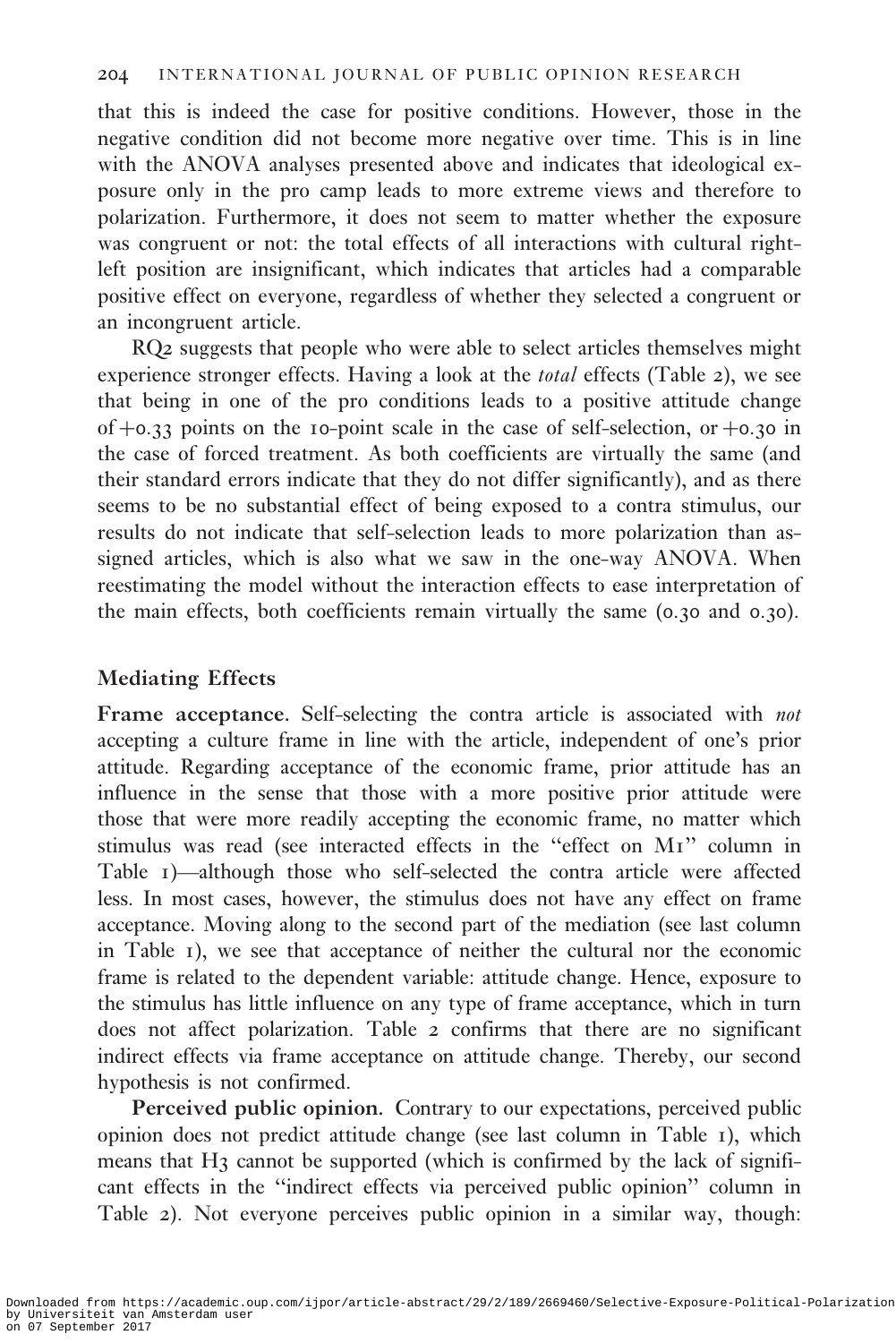that this is indeed the case for positive conditions. However, those in the negative condition did not become more negative over time. This is in line with the ANOVA analyses presented above and indicates that ideological exposure only in the pro camp leads to more extreme views and therefore to polarization. Furthermore, it does not seem to matter whether the exposure was congruent or not: the total effects of all interactions with cultural right-left position are insignificant, which indicates that articles had a comparable positive effect on everyone, regardless of whether they selected a congruent or an incongruent article.

RQ2 suggests that people who were able to select articles themselves might experience stronger effects. Having a look at the *total* effects (Table 2), we see that being in one of the pro conditions leads to a positive attitude change of +0.33 points on the 10-point scale in the case of self-selection, or +0.30 in the case of forced treatment. As both coefficients are virtually the same (and their standard errors indicate that they do not differ significantly), and as there seems to be no substantial effect of being exposed to a contra stimulus, our results do not indicate that self-selection leads to more polarization than assigned articles, which is also what we saw in the one-way ANOVA. When reestimating the model without the interaction effects to ease interpretation of the main effects, both coefficients remain virtually the same (0.30 and 0.30).

## Mediating Effects

**Frame acceptance.** Self-selecting the contra article is associated with *not* accepting a culture frame in line with the article, independent of one's prior attitude. Regarding acceptance of the economic frame, prior attitude has an influence in the sense that those with a more positive prior attitude were those that were more readily accepting the economic frame, no matter which stimulus was read (see interacted effects in the "effect on M1" column in Table 1)—although those who self-selected the contra article were affected less. In most cases, however, the stimulus does not have any effect on frame acceptance. Moving along to the second part of the mediation (see last column in Table 1), we see that acceptance of neither the cultural nor the economic frame is related to the dependent variable: attitude change. Hence, exposure to the stimulus has little influence on any type of frame acceptance, which in turn does not affect polarization. Table 2 confirms that there are no significant indirect effects via frame acceptance on attitude change. Thereby, our second hypothesis is not confirmed.

**Perceived public opinion.** Contrary to our expectations, perceived public opinion does not predict attitude change (see last column in Table 1), which means that H3 cannot be supported (which is confirmed by the lack of significant effects in the "indirect effects via perceived public opinion" column in Table 2). Not everyone perceives public opinion in a similar way, though: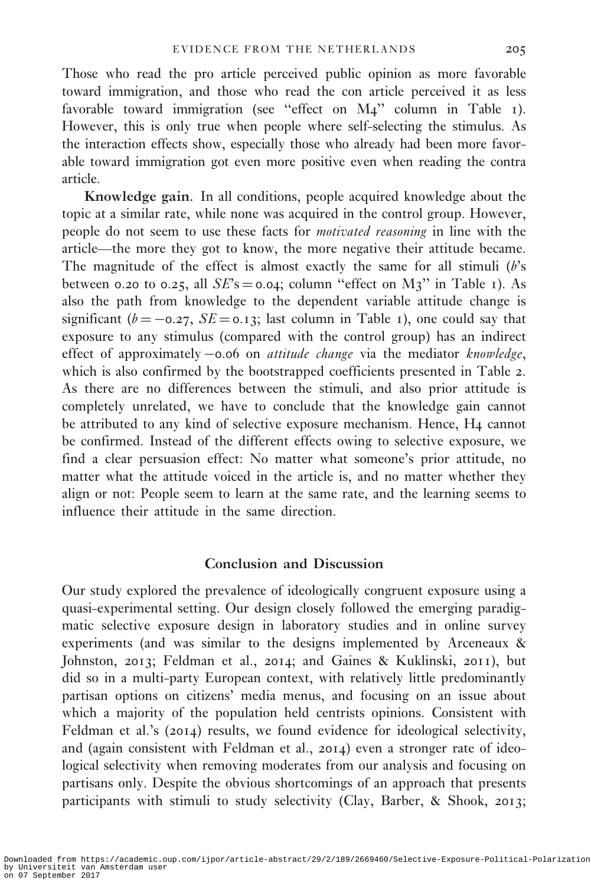Those who read the pro article perceived public opinion as more favorable toward immigration, and those who read the con article perceived it as less favorable toward immigration (see "effect on M4" column in Table 1). However, this is only true when people where self-selecting the stimulus. As the interaction effects show, especially those who already had been more favorable toward immigration got even more positive even when reading the contra article.

**Knowledge gain.** In all conditions, people acquired knowledge about the topic at a similar rate, while none was acquired in the control group. However, people do not seem to use these facts for *motivated reasoning* in line with the article—the more they got to know, the more negative their attitude became. The magnitude of the effect is almost exactly the same for all stimuli ($b$'s between 0.20 to 0.25, all $SE$'s $= 0.04$; column "effect on M3" in Table 1). As also the path from knowledge to the dependent variable attitude change is significant ($b = -0.27$, $SE = 0.13$; last column in Table 1), one could say that exposure to any stimulus (compared with the control group) has an indirect effect of approximately $-0.06$ on *attitude change* via the mediator *knowledge*, which is also confirmed by the bootstrapped coefficients presented in Table 2. As there are no differences between the stimuli, and also prior attitude is completely unrelated, we have to conclude that the knowledge gain cannot be attributed to any kind of selective exposure mechanism. Hence, H4 cannot be confirmed. Instead of the different effects owing to selective exposure, we find a clear persuasion effect: No matter what someone's prior attitude, no matter what the attitude voiced in the article is, and no matter whether they align or not: People seem to learn at the same rate, and the learning seems to influence their attitude in the same direction.

## Conclusion and Discussion

Our study explored the prevalence of ideologically congruent exposure using a quasi-experimental setting. Our design closely followed the emerging paradigmatic selective exposure design in laboratory studies and in online survey experiments (and was similar to the designs implemented by Arceneaux & Johnston, 2013; Feldman et al., 2014; and Gaines & Kuklinski, 2011), but did so in a multi-party European context, with relatively little predominantly partisan options on citizens' media menus, and focusing on an issue about which a majority of the population held centrists opinions. Consistent with Feldman et al.'s (2014) results, we found evidence for ideological selectivity, and (again consistent with Feldman et al., 2014) even a stronger rate of ideological selectivity when removing moderates from our analysis and focusing on partisans only. Despite the obvious shortcomings of an approach that presents participants with stimuli to study selectivity (Clay, Barber, & Shook, 2013;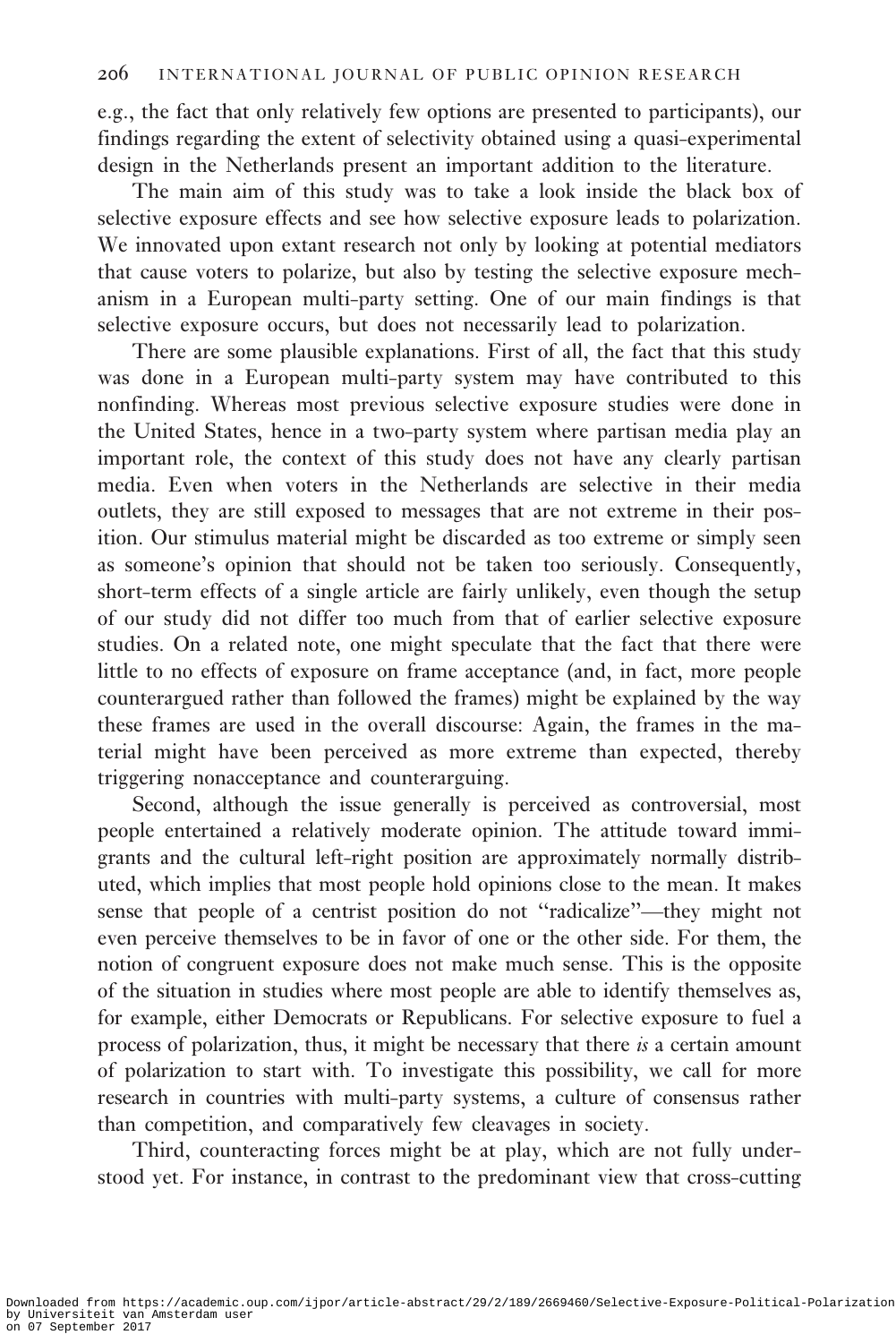e.g., the fact that only relatively few options are presented to participants), our findings regarding the extent of selectivity obtained using a quasi-experimental design in the Netherlands present an important addition to the literature.

The main aim of this study was to take a look inside the black box of selective exposure effects and see how selective exposure leads to polarization. We innovated upon extant research not only by looking at potential mediators that cause voters to polarize, but also by testing the selective exposure mechanism in a European multi-party setting. One of our main findings is that selective exposure occurs, but does not necessarily lead to polarization.

There are some plausible explanations. First of all, the fact that this study was done in a European multi-party system may have contributed to this nonfinding. Whereas most previous selective exposure studies were done in the United States, hence in a two-party system where partisan media play an important role, the context of this study does not have any clearly partisan media. Even when voters in the Netherlands are selective in their media outlets, they are still exposed to messages that are not extreme in their position. Our stimulus material might be discarded as too extreme or simply seen as someone's opinion that should not be taken too seriously. Consequently, short-term effects of a single article are fairly unlikely, even though the setup of our study did not differ too much from that of earlier selective exposure studies. On a related note, one might speculate that the fact that there were little to no effects of exposure on frame acceptance (and, in fact, more people counterargued rather than followed the frames) might be explained by the way these frames are used in the overall discourse: Again, the frames in the material might have been perceived as more extreme than expected, thereby triggering nonacceptance and counterarguing.

Second, although the issue generally is perceived as controversial, most people entertained a relatively moderate opinion. The attitude toward immigrants and the cultural left-right position are approximately normally distributed, which implies that most people hold opinions close to the mean. It makes sense that people of a centrist position do not "radicalize"—they might not even perceive themselves to be in favor of one or the other side. For them, the notion of congruent exposure does not make much sense. This is the opposite of the situation in studies where most people are able to identify themselves as, for example, either Democrats or Republicans. For selective exposure to fuel a process of polarization, thus, it might be necessary that there *is* a certain amount of polarization to start with. To investigate this possibility, we call for more research in countries with multi-party systems, a culture of consensus rather than competition, and comparatively few cleavages in society.

Third, counteracting forces might be at play, which are not fully understood yet. For instance, in contrast to the predominant view that cross-cutting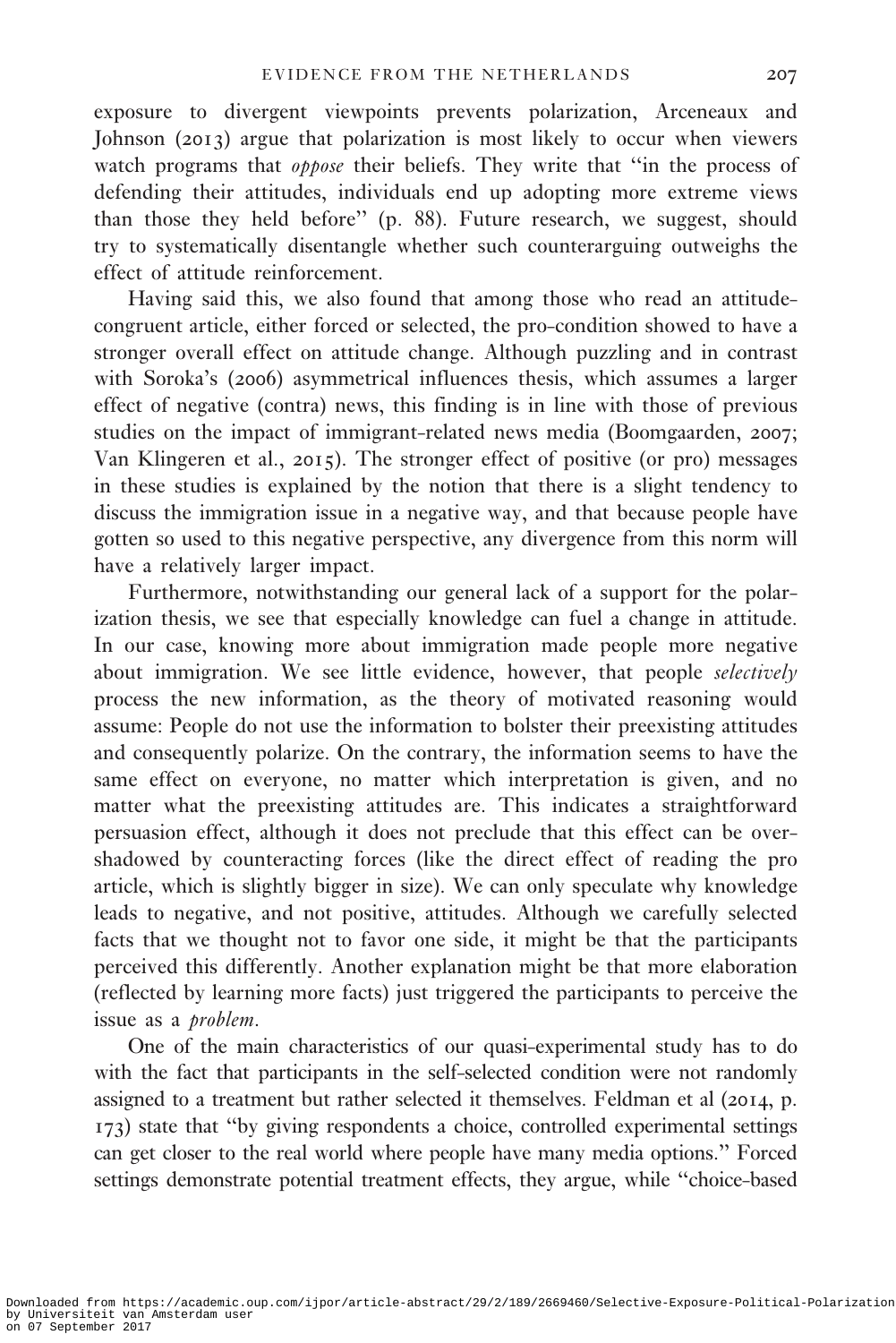exposure to divergent viewpoints prevents polarization, Arceneaux and Johnson (2013) argue that polarization is most likely to occur when viewers watch programs that *oppose* their beliefs. They write that "in the process of defending their attitudes, individuals end up adopting more extreme views than those they held before" (p. 88). Future research, we suggest, should try to systematically disentangle whether such counterarguing outweighs the effect of attitude reinforcement.

Having said this, we also found that among those who read an attitude-congruent article, either forced or selected, the pro-condition showed to have a stronger overall effect on attitude change. Although puzzling and in contrast with Soroka's (2006) asymmetrical influences thesis, which assumes a larger effect of negative (contra) news, this finding is in line with those of previous studies on the impact of immigrant-related news media (Boomgaarden, 2007; Van Klingeren et al., 2015). The stronger effect of positive (or pro) messages in these studies is explained by the notion that there is a slight tendency to discuss the immigration issue in a negative way, and that because people have gotten so used to this negative perspective, any divergence from this norm will have a relatively larger impact.

Furthermore, notwithstanding our general lack of a support for the polarization thesis, we see that especially knowledge can fuel a change in attitude. In our case, knowing more about immigration made people more negative about immigration. We see little evidence, however, that people *selectively* process the new information, as the theory of motivated reasoning would assume: People do not use the information to bolster their preexisting attitudes and consequently polarize. On the contrary, the information seems to have the same effect on everyone, no matter which interpretation is given, and no matter what the preexisting attitudes are. This indicates a straightforward persuasion effect, although it does not preclude that this effect can be overshadowed by counteracting forces (like the direct effect of reading the pro article, which is slightly bigger in size). We can only speculate why knowledge leads to negative, and not positive, attitudes. Although we carefully selected facts that we thought not to favor one side, it might be that the participants perceived this differently. Another explanation might be that more elaboration (reflected by learning more facts) just triggered the participants to perceive the issue as a *problem*.

One of the main characteristics of our quasi-experimental study has to do with the fact that participants in the self-selected condition were not randomly assigned to a treatment but rather selected it themselves. Feldman et al (2014, p. 173) state that "by giving respondents a choice, controlled experimental settings can get closer to the real world where people have many media options." Forced settings demonstrate potential treatment effects, they argue, while "choice-based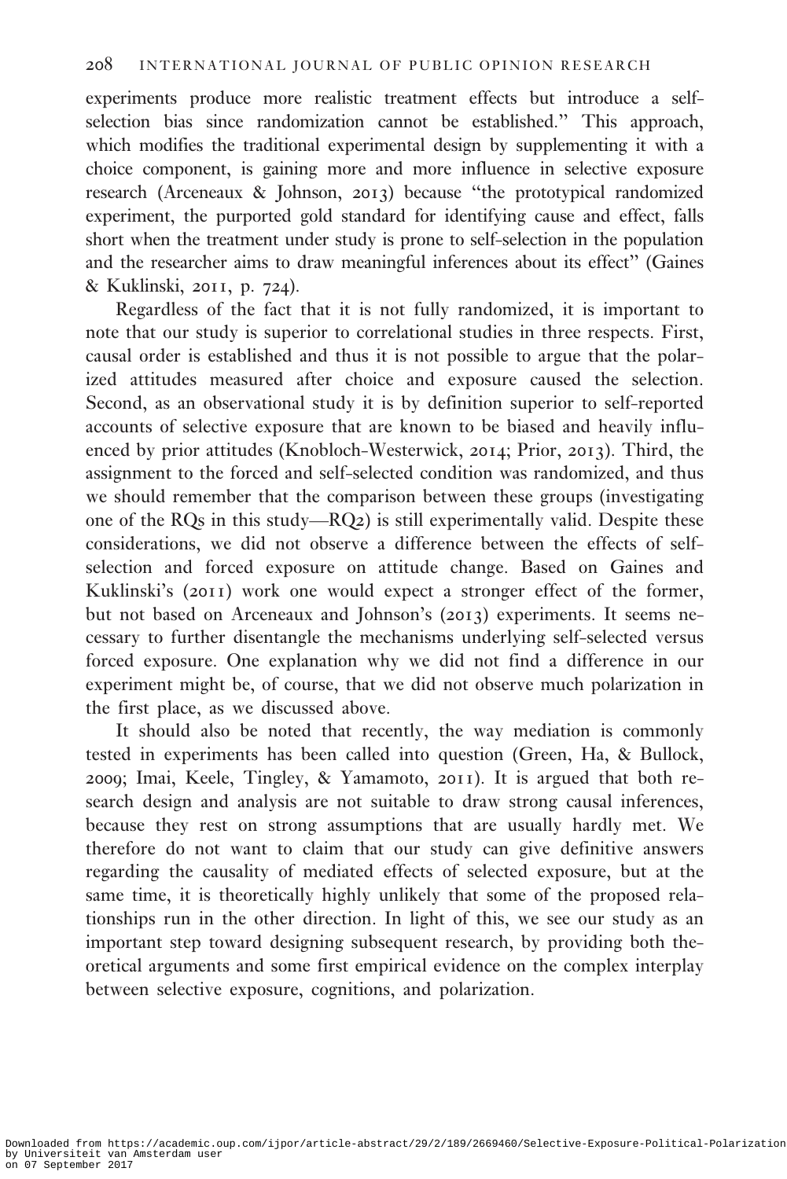experiments produce more realistic treatment effects but introduce a self-selection bias since randomization cannot be established." This approach, which modifies the traditional experimental design by supplementing it with a choice component, is gaining more and more influence in selective exposure research (Arceneaux & Johnson, 2013) because "the prototypical randomized experiment, the purported gold standard for identifying cause and effect, falls short when the treatment under study is prone to self-selection in the population and the researcher aims to draw meaningful inferences about its effect" (Gaines & Kuklinski, 2011, p. 724).

Regardless of the fact that it is not fully randomized, it is important to note that our study is superior to correlational studies in three respects. First, causal order is established and thus it is not possible to argue that the polarized attitudes measured after choice and exposure caused the selection. Second, as an observational study it is by definition superior to self-reported accounts of selective exposure that are known to be biased and heavily influenced by prior attitudes (Knobloch-Westerwick, 2014; Prior, 2013). Third, the assignment to the forced and self-selected condition was randomized, and thus we should remember that the comparison between these groups (investigating one of the RQs in this study—RQ2) is still experimentally valid. Despite these considerations, we did not observe a difference between the effects of self-selection and forced exposure on attitude change. Based on Gaines and Kuklinski's (2011) work one would expect a stronger effect of the former, but not based on Arceneaux and Johnson's (2013) experiments. It seems necessary to further disentangle the mechanisms underlying self-selected versus forced exposure. One explanation why we did not find a difference in our experiment might be, of course, that we did not observe much polarization in the first place, as we discussed above.

It should also be noted that recently, the way mediation is commonly tested in experiments has been called into question (Green, Ha, & Bullock, 2009; Imai, Keele, Tingley, & Yamamoto, 2011). It is argued that both research design and analysis are not suitable to draw strong causal inferences, because they rest on strong assumptions that are usually hardly met. We therefore do not want to claim that our study can give definitive answers regarding the causality of mediated effects of selected exposure, but at the same time, it is theoretically highly unlikely that some of the proposed relationships run in the other direction. In light of this, we see our study as an important step toward designing subsequent research, by providing both theoretical arguments and some first empirical evidence on the complex interplay between selective exposure, cognitions, and polarization.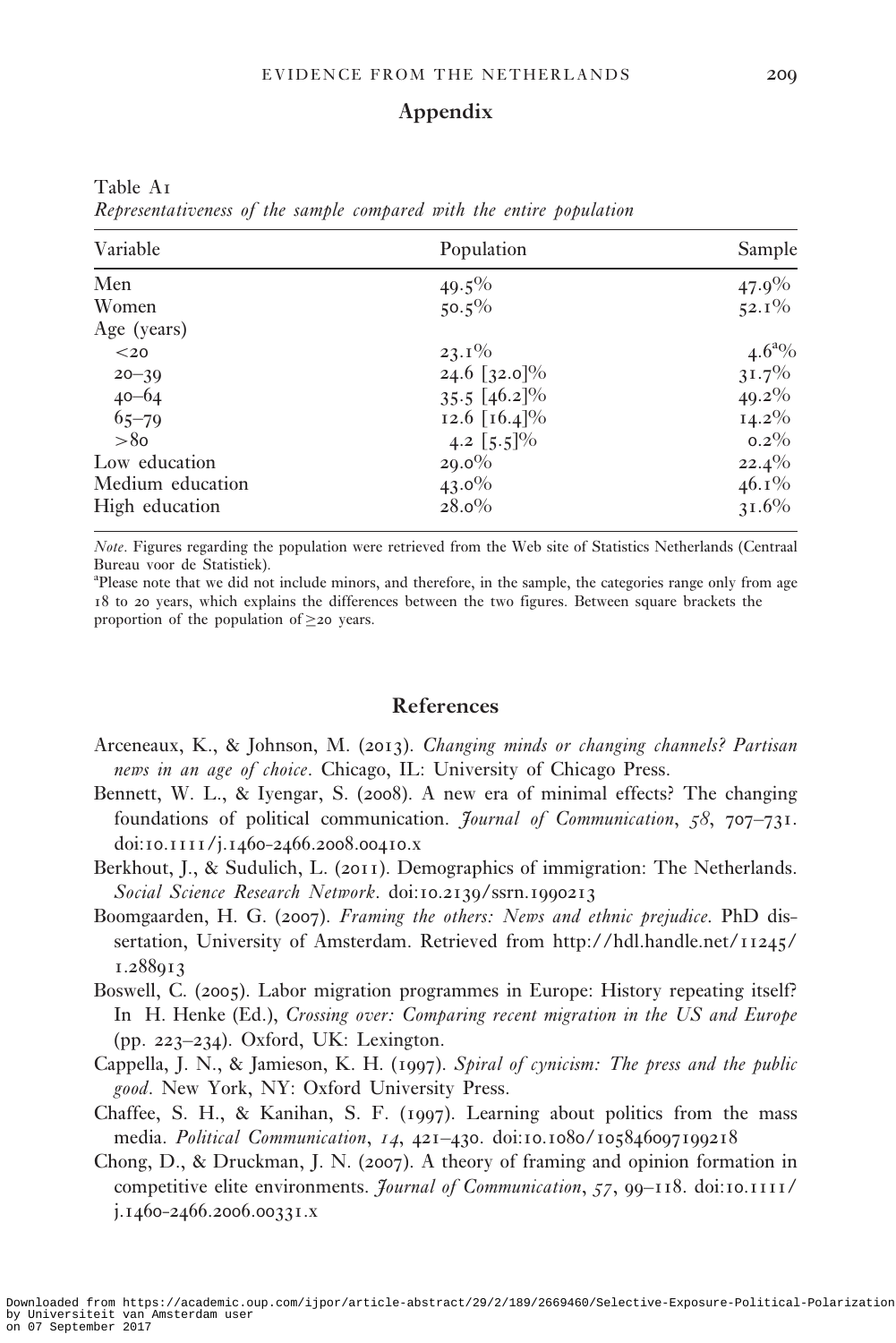## Appendix

Table A1

*Representativeness of the sample compared with the entire population*

| Variable | Population | Sample |
|---|---|---|
| Men | 49.5% | 47.9% |
| Women | 50.5% | 52.1% |
| Age (years) | | |
| <20 | 23.1% | 4.6[a]% |
| 20–39 | 24.6 [32.0]% | 31.7% |
| 40–64 | 35.5 [46.2]% | 49.2% |
| 65–79 | 12.6 [16.4]% | 14.2% |
| >80 | 4.2 [5.5]% | 0.2% |
| Low education | 29.0% | 22.4% |
| Medium education | 43.0% | 46.1% |
| High education | 28.0% | 31.6% |

*Note*. Figures regarding the population were retrieved from the Web site of Statistics Netherlands (Centraal Bureau voor de Statistiek).

[a]Please note that we did not include minors, and therefore, in the sample, the categories range only from age 18 to 20 years, which explains the differences between the two figures. Between square brackets the proportion of the population of ≥20 years.

## References

Arceneaux, K., & Johnson, M. (2013). *Changing minds or changing channels? Partisan news in an age of choice*. Chicago, IL: University of Chicago Press.

Bennett, W. L., & Iyengar, S. (2008). A new era of minimal effects? The changing foundations of political communication. *Journal of Communication*, *58*, 707–731. doi:10.1111/j.1460-2466.2008.00410.x

Berkhout, J., & Sudulich, L. (2011). Demographics of immigration: The Netherlands. *Social Science Research Network*. doi:10.2139/ssrn.1990213

Boomgaarden, H. G. (2007). *Framing the others: News and ethnic prejudice*. PhD dissertation, University of Amsterdam. Retrieved from http://hdl.handle.net/11245/1.288913

Boswell, C. (2005). Labor migration programmes in Europe: History repeating itself? In H. Henke (Ed.), *Crossing over: Comparing recent migration in the US and Europe* (pp. 223–234). Oxford, UK: Lexington.

Cappella, J. N., & Jamieson, K. H. (1997). *Spiral of cynicism: The press and the public good*. New York, NY: Oxford University Press.

Chaffee, S. H., & Kanihan, S. F. (1997). Learning about politics from the mass media. *Political Communication*, *14*, 421–430. doi:10.1080/105846097199218

Chong, D., & Druckman, J. N. (2007). A theory of framing and opinion formation in competitive elite environments. *Journal of Communication*, *57*, 99–118. doi:10.1111/j.1460-2466.2006.00331.x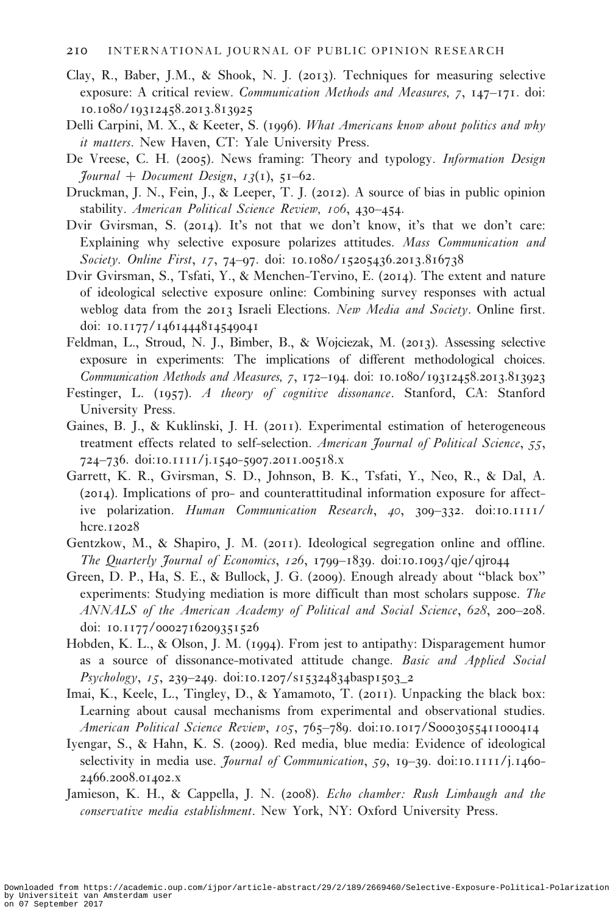Clay, R., Baber, J.M., & Shook, N. J. (2013). Techniques for measuring selective exposure: A critical review. *Communication Methods and Measures, 7*, 147–171. doi: 10.1080/19312458.2013.813925

Delli Carpini, M. X., & Keeter, S. (1996). *What Americans know about politics and why it matters*. New Haven, CT: Yale University Press.

De Vreese, C. H. (2005). News framing: Theory and typology. *Information Design Journal + Document Design*, *13*(1), 51–62.

Druckman, J. N., Fein, J., & Leeper, T. J. (2012). A source of bias in public opinion stability. *American Political Science Review, 106*, 430–454.

Dvir Gvirsman, S. (2014). It's not that we don't know, it's that we don't care: Explaining why selective exposure polarizes attitudes. *Mass Communication and Society*. *Online First*, *17*, 74–97. doi: 10.1080/15205436.2013.816738

Dvir Gvirsman, S., Tsfati, Y., & Menchen-Tervino, E. (2014). The extent and nature of ideological selective exposure online: Combining survey responses with actual weblog data from the 2013 Israeli Elections. *New Media and Society*. Online first. doi: 10.1177/1461444814549041

Feldman, L., Stroud, N. J., Bimber, B., & Wojciezak, M. (2013). Assessing selective exposure in experiments: The implications of different methodological choices. *Communication Methods and Measures, 7*, 172–194. doi: 10.1080/19312458.2013.813923

Festinger, L. (1957). *A theory of cognitive dissonance*. Stanford, CA: Stanford University Press.

Gaines, B. J., & Kuklinski, J. H. (2011). Experimental estimation of heterogeneous treatment effects related to self-selection. *American Journal of Political Science*, *55*, 724–736. doi:10.1111/j.1540-5907.2011.00518.x

Garrett, K. R., Gvirsman, S. D., Johnson, B. K., Tsfati, Y., Neo, R., & Dal, A. (2014). Implications of pro- and counterattitudinal information exposure for affective polarization. *Human Communication Research*, *40*, 309–332. doi:10.1111/hcre.12028

Gentzkow, M., & Shapiro, J. M. (2011). Ideological segregation online and offline. *The Quarterly Journal of Economics*, *126*, 1799–1839. doi:10.1093/qje/qjr044

Green, D. P., Ha, S. E., & Bullock, J. G. (2009). Enough already about "black box" experiments: Studying mediation is more difficult than most scholars suppose. *The ANNALS of the American Academy of Political and Social Science*, *628*, 200–208. doi: 10.1177/0002716209351526

Hobden, K. L., & Olson, J. M. (1994). From jest to antipathy: Disparagement humor as a source of dissonance-motivated attitude change. *Basic and Applied Social Psychology*, *15*, 239–249. doi:10.1207/s15324834basp1503_2

Imai, K., Keele, L., Tingley, D., & Yamamoto, T. (2011). Unpacking the black box: Learning about causal mechanisms from experimental and observational studies. *American Political Science Review*, *105*, 765–789. doi:10.1017/S0003055411000414

Iyengar, S., & Hahn, K. S. (2009). Red media, blue media: Evidence of ideological selectivity in media use. *Journal of Communication*, *59*, 19–39. doi:10.1111/j.1460-2466.2008.01402.x

Jamieson, K. H., & Cappella, J. N. (2008). *Echo chamber: Rush Limbaugh and the conservative media establishment*. New York, NY: Oxford University Press.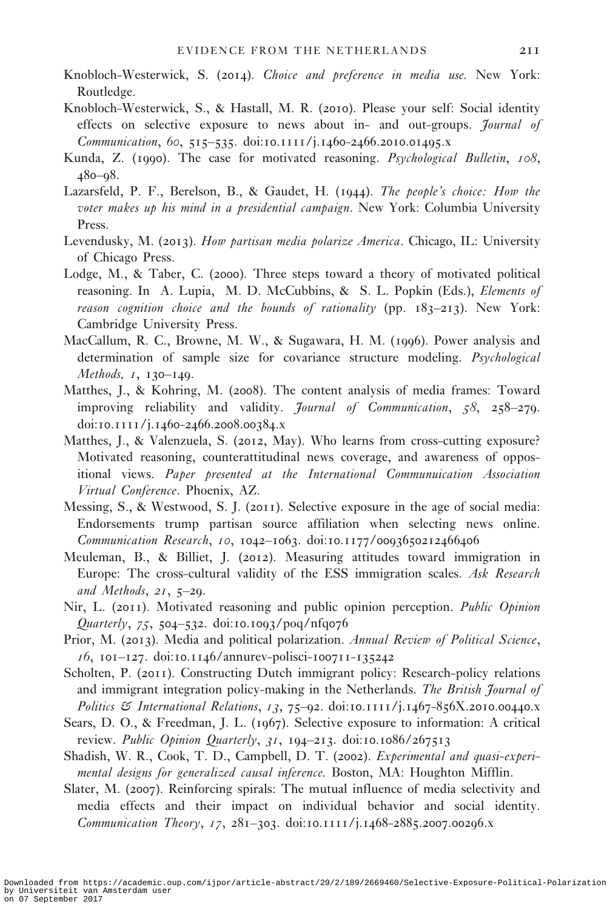Knobloch-Westerwick, S. (2014). *Choice and preference in media use*. New York: Routledge.

Knobloch-Westerwick, S., & Hastall, M. R. (2010). Please your self: Social identity effects on selective exposure to news about in- and out-groups. *Journal of Communication*, *60*, 515–535. doi:10.1111/j.1460-2466.2010.01495.x

Kunda, Z. (1990). The case for motivated reasoning. *Psychological Bulletin*, *108*, 480–98.

Lazarsfeld, P. F., Berelson, B., & Gaudet, H. (1944). *The people's choice: How the voter makes up his mind in a presidential campaign*. New York: Columbia University Press.

Levendusky, M. (2013). *How partisan media polarize America*. Chicago, IL: University of Chicago Press.

Lodge, M., & Taber, C. (2000). Three steps toward a theory of motivated political reasoning. In A. Lupia, M. D. McCubbins, & S. L. Popkin (Eds.), *Elements of reason cognition choice and the bounds of rationality* (pp. 183–213). New York: Cambridge University Press.

MacCallum, R. C., Browne, M. W., & Sugawara, H. M. (1996). Power analysis and determination of sample size for covariance structure modeling. *Psychological Methods*, *1*, 130–149.

Matthes, J., & Kohring, M. (2008). The content analysis of media frames: Toward improving reliability and validity. *Journal of Communication*, *58*, 258–279. doi:10.1111/j.1460-2466.2008.00384.x

Matthes, J., & Valenzuela, S. (2012, May). Who learns from cross-cutting exposure? Motivated reasoning, counterattitudinal news coverage, and awareness of oppositional views. *Paper presented at the International Communuication Association Virtual Conference*. Phoenix, AZ.

Messing, S., & Westwood, S. J. (2011). Selective exposure in the age of social media: Endorsements trump partisan source affiliation when selecting news online. *Communication Research*, *10*, 1042–1063. doi:10.1177/0093650212466406

Meuleman, B., & Billiet, J. (2012). Measuring attitudes toward immigration in Europe: The cross-cultural validity of the ESS immigration scales. *Ask Research and Methods*, *21*, 5–29.

Nir, L. (2011). Motivated reasoning and public opinion perception. *Public Opinion Quarterly*, *75*, 504–532. doi:10.1093/poq/nfq076

Prior, M. (2013). Media and political polarization. *Annual Review of Political Science*, *16*, 101–127. doi:10.1146/annurev-polisci-100711-135242

Scholten, P. (2011). Constructing Dutch immigrant policy: Research-policy relations and immigrant integration policy-making in the Netherlands. *The British Journal of Politics & International Relations*, *13*, 75–92. doi:10.1111/j.1467-856X.2010.00440.x

Sears, D. O., & Freedman, J. L. (1967). Selective exposure to information: A critical review. *Public Opinion Quarterly*, *31*, 194–213. doi:10.1086/267513

Shadish, W. R., Cook, T. D., Campbell, D. T. (2002). *Experimental and quasi-experimental designs for generalized causal inference*. Boston, MA: Houghton Mifflin.

Slater, M. (2007). Reinforcing spirals: The mutual influence of media selectivity and media effects and their impact on individual behavior and social identity. *Communication Theory*, *17*, 281–303. doi:10.1111/j.1468-2885.2007.00296.x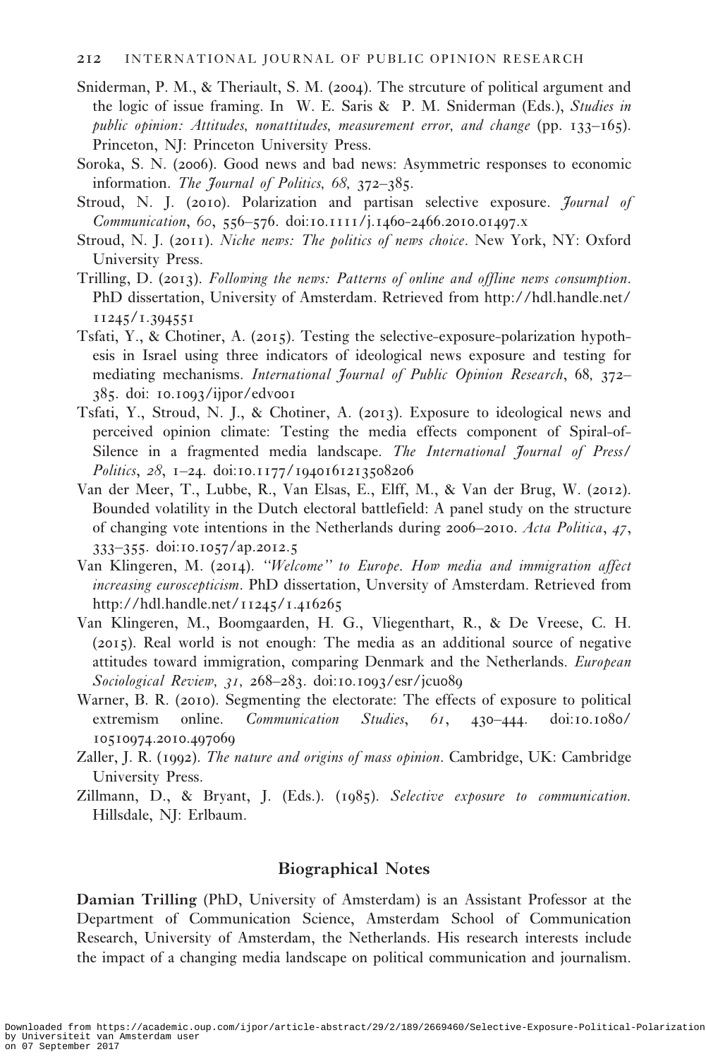Sniderman, P. M., & Theriault, S. M. (2004). The strcuture of political argument and the logic of issue framing. In W. E. Saris & P. M. Sniderman (Eds.), *Studies in public opinion: Attitudes, nonattitudes, measurement error, and change* (pp. 133–165). Princeton, NJ: Princeton University Press.

Soroka, S. N. (2006). Good news and bad news: Asymmetric responses to economic information. *The Journal of Politics, 68,* 372–385.

Stroud, N. J. (2010). Polarization and partisan selective exposure. *Journal of Communication, 60*, 556–576. doi:10.1111/j.1460-2466.2010.01497.x

Stroud, N. J. (2011). *Niche news: The politics of news choice*. New York, NY: Oxford University Press.

Trilling, D. (2013). *Following the news: Patterns of online and offline news consumption*. PhD dissertation, University of Amsterdam. Retrieved from http://hdl.handle.net/11245/1.394551

Tsfati, Y., & Chotiner, A. (2015). Testing the selective-exposure-polarization hypothesis in Israel using three indicators of ideological news exposure and testing for mediating mechanisms. *International Journal of Public Opinion Research*, 68, 372–385. doi: 10.1093/ijpor/edv001

Tsfati, Y., Stroud, N. J., & Chotiner, A. (2013). Exposure to ideological news and perceived opinion climate: Testing the media effects component of Spiral-of-Silence in a fragmented media landscape. *The International Journal of Press/Politics*, *28*, 1–24. doi:10.1177/1940161213508206

Van der Meer, T., Lubbe, R., Van Elsas, E., Elff, M., & Van der Brug, W. (2012). Bounded volatility in the Dutch electoral battlefield: A panel study on the structure of changing vote intentions in the Netherlands during 2006–2010. *Acta Politica*, *47*, 333–355. doi:10.1057/ap.2012.5

Van Klingeren, M. (2014). *"Welcome" to Europe. How media and immigration affect increasing euroscepticism*. PhD dissertation, Unversity of Amsterdam. Retrieved from http://hdl.handle.net/11245/1.416265

Van Klingeren, M., Boomgaarden, H. G., Vliegenthart, R., & De Vreese, C. H. (2015). Real world is not enough: The media as an additional source of negative attitudes toward immigration, comparing Denmark and the Netherlands. *European Sociological Review, 31,* 268–283. doi:10.1093/esr/jcu089

Warner, B. R. (2010). Segmenting the electorate: The effects of exposure to political extremism online. *Communication Studies*, *61*, 430–444. doi:10.1080/10510974.2010.497069

Zaller, J. R. (1992). *The nature and origins of mass opinion*. Cambridge, UK: Cambridge University Press.

Zillmann, D., & Bryant, J. (Eds.). (1985). *Selective exposure to communication.* Hillsdale, NJ: Erlbaum.

## Biographical Notes

**Damian Trilling** (PhD, University of Amsterdam) is an Assistant Professor at the Department of Communication Science, Amsterdam School of Communication Research, University of Amsterdam, the Netherlands. His research interests include the impact of a changing media landscape on political communication and journalism.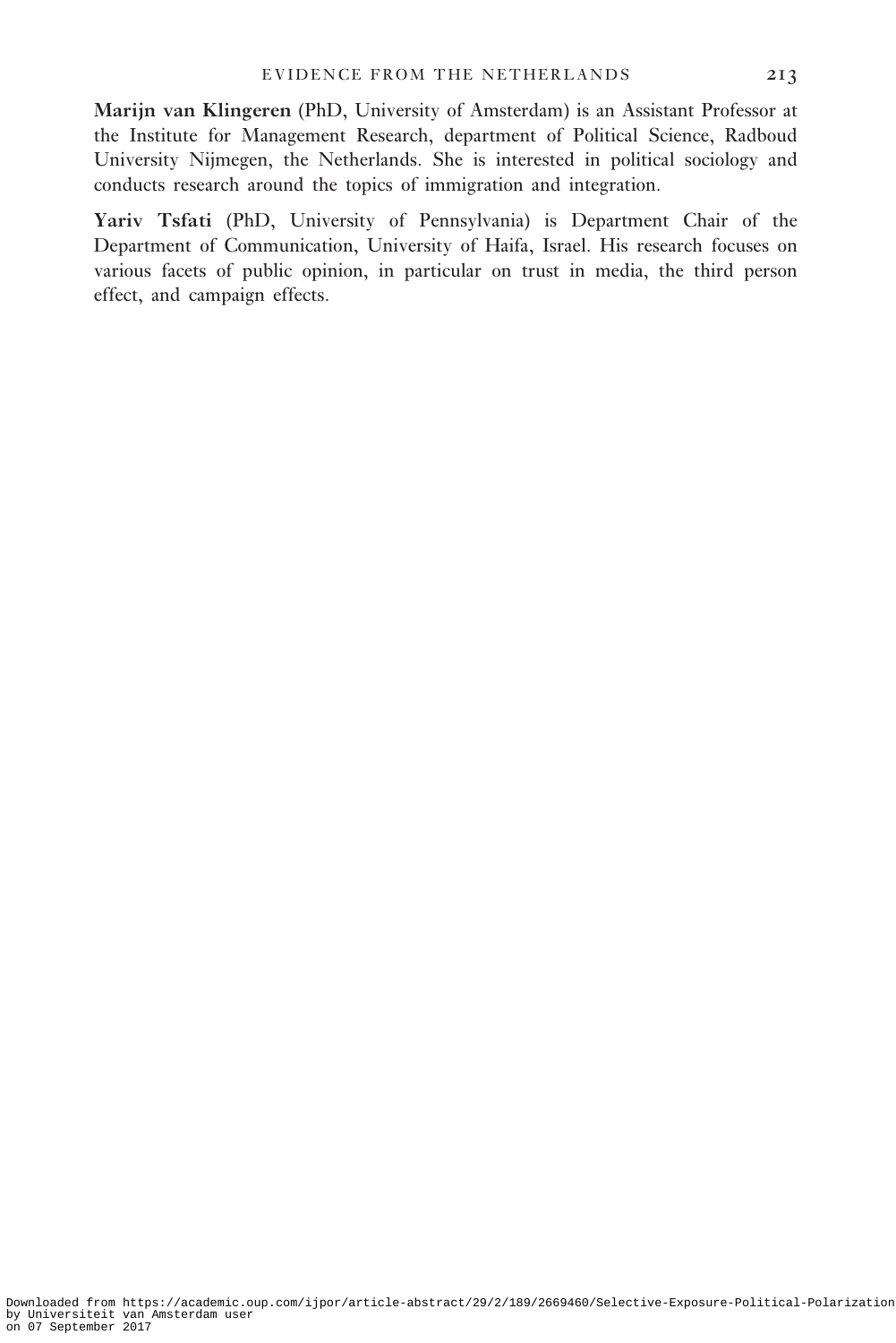**Marijn van Klingeren** (PhD, University of Amsterdam) is an Assistant Professor at the Institute for Management Research, department of Political Science, Radboud University Nijmegen, the Netherlands. She is interested in political sociology and conducts research around the topics of immigration and integration.

**Yariv Tsfati** (PhD, University of Pennsylvania) is Department Chair of the Department of Communication, University of Haifa, Israel. His research focuses on various facets of public opinion, in particular on trust in media, the third person effect, and campaign effects.